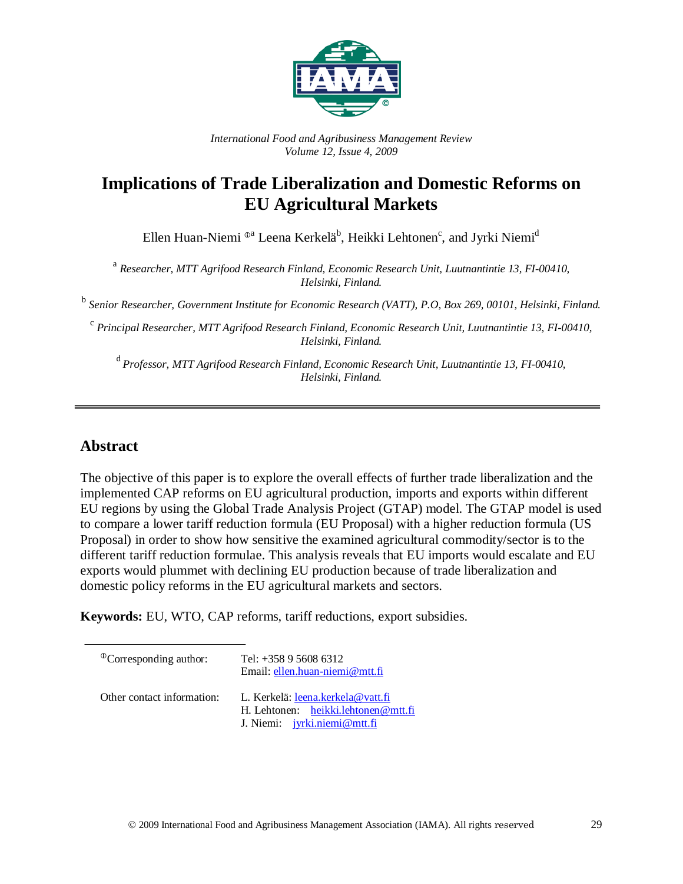*International Food and Agribusiness Management Review*
*Volume 12, Issue 4, 2009*

# Implications of Trade Liberalization and Domestic Reforms on EU Agricultural Markets

Ellen Huan-Niemi [ⓘa] Leena Kerkelä[b], Heikki Lehtonen[c], and Jyrki Niemi[d]

[a] *Researcher, MTT Agrifood Research Finland, Economic Research Unit, Luutnantintie 13, FI-00410, Helsinki, Finland.*

[b] *Senior Researcher, Government Institute for Economic Research (VATT), P.O, Box 269, 00101, Helsinki, Finland.*

[c] *Principal Researcher, MTT Agrifood Research Finland, Economic Research Unit, Luutnantintie 13, FI-00410, Helsinki, Finland.*

[d] *Professor, MTT Agrifood Research Finland, Economic Research Unit, Luutnantintie 13, FI-00410, Helsinki, Finland.*

## Abstract

The objective of this paper is to explore the overall effects of further trade liberalization and the implemented CAP reforms on EU agricultural production, imports and exports within different EU regions by using the Global Trade Analysis Project (GTAP) model. The GTAP model is used to compare a lower tariff reduction formula (EU Proposal) with a higher reduction formula (US Proposal) in order to show how sensitive the examined agricultural commodity/sector is to the different tariff reduction formulae. This analysis reveals that EU imports would escalate and EU exports would plummet with declining EU production because of trade liberalization and domestic policy reforms in the EU agricultural markets and sectors.

**Keywords:** EU, WTO, CAP reforms, tariff reductions, export subsidies.

---

ⓘCorresponding author: Tel: +358 9 5608 6312
Email: ellen.huan-niemi@mtt.fi

Other contact information:
L. Kerkelä: leena.kerkela@vatt.fi
H. Lehtonen: heikki.lehtonen@mtt.fi
J. Niemi: jyrki.niemi@mtt.fi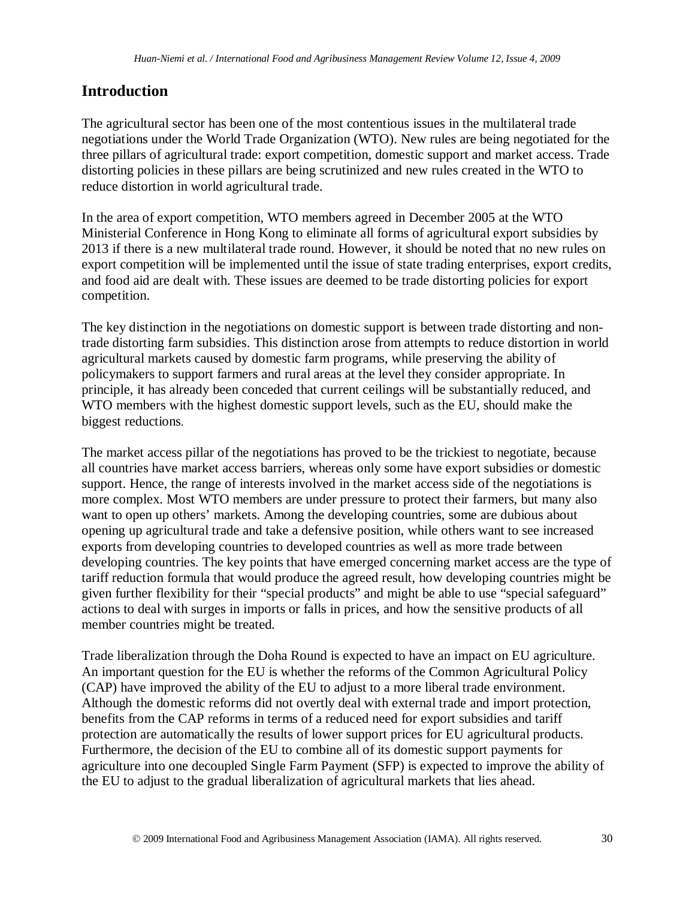## Introduction

The agricultural sector has been one of the most contentious issues in the multilateral trade negotiations under the World Trade Organization (WTO). New rules are being negotiated for the three pillars of agricultural trade: export competition, domestic support and market access. Trade distorting policies in these pillars are being scrutinized and new rules created in the WTO to reduce distortion in world agricultural trade.

In the area of export competition, WTO members agreed in December 2005 at the WTO Ministerial Conference in Hong Kong to eliminate all forms of agricultural export subsidies by 2013 if there is a new multilateral trade round. However, it should be noted that no new rules on export competition will be implemented until the issue of state trading enterprises, export credits, and food aid are dealt with. These issues are deemed to be trade distorting policies for export competition.

The key distinction in the negotiations on domestic support is between trade distorting and non-trade distorting farm subsidies. This distinction arose from attempts to reduce distortion in world agricultural markets caused by domestic farm programs, while preserving the ability of policymakers to support farmers and rural areas at the level they consider appropriate. In principle, it has already been conceded that current ceilings will be substantially reduced, and WTO members with the highest domestic support levels, such as the EU, should make the biggest reductions.

The market access pillar of the negotiations has proved to be the trickiest to negotiate, because all countries have market access barriers, whereas only some have export subsidies or domestic support. Hence, the range of interests involved in the market access side of the negotiations is more complex. Most WTO members are under pressure to protect their farmers, but many also want to open up others' markets. Among the developing countries, some are dubious about opening up agricultural trade and take a defensive position, while others want to see increased exports from developing countries to developed countries as well as more trade between developing countries. The key points that have emerged concerning market access are the type of tariff reduction formula that would produce the agreed result, how developing countries might be given further flexibility for their "special products" and might be able to use "special safeguard" actions to deal with surges in imports or falls in prices, and how the sensitive products of all member countries might be treated.

Trade liberalization through the Doha Round is expected to have an impact on EU agriculture. An important question for the EU is whether the reforms of the Common Agricultural Policy (CAP) have improved the ability of the EU to adjust to a more liberal trade environment. Although the domestic reforms did not overtly deal with external trade and import protection, benefits from the CAP reforms in terms of a reduced need for export subsidies and tariff protection are automatically the results of lower support prices for EU agricultural products. Furthermore, the decision of the EU to combine all of its domestic support payments for agriculture into one decoupled Single Farm Payment (SFP) is expected to improve the ability of the EU to adjust to the gradual liberalization of agricultural markets that lies ahead.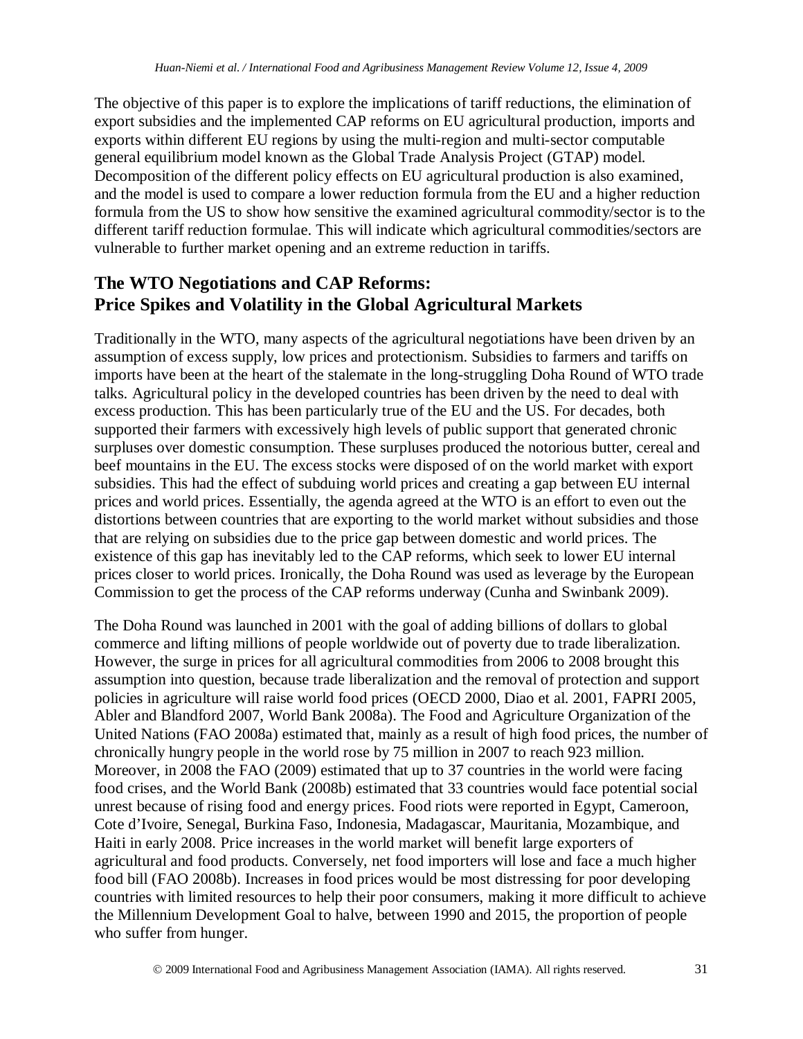The objective of this paper is to explore the implications of tariff reductions, the elimination of export subsidies and the implemented CAP reforms on EU agricultural production, imports and exports within different EU regions by using the multi-region and multi-sector computable general equilibrium model known as the Global Trade Analysis Project (GTAP) model. Decomposition of the different policy effects on EU agricultural production is also examined, and the model is used to compare a lower reduction formula from the EU and a higher reduction formula from the US to show how sensitive the examined agricultural commodity/sector is to the different tariff reduction formulae. This will indicate which agricultural commodities/sectors are vulnerable to further market opening and an extreme reduction in tariffs.

## The WTO Negotiations and CAP Reforms: Price Spikes and Volatility in the Global Agricultural Markets

Traditionally in the WTO, many aspects of the agricultural negotiations have been driven by an assumption of excess supply, low prices and protectionism. Subsidies to farmers and tariffs on imports have been at the heart of the stalemate in the long-struggling Doha Round of WTO trade talks. Agricultural policy in the developed countries has been driven by the need to deal with excess production. This has been particularly true of the EU and the US. For decades, both supported their farmers with excessively high levels of public support that generated chronic surpluses over domestic consumption. These surpluses produced the notorious butter, cereal and beef mountains in the EU. The excess stocks were disposed of on the world market with export subsidies. This had the effect of subduing world prices and creating a gap between EU internal prices and world prices. Essentially, the agenda agreed at the WTO is an effort to even out the distortions between countries that are exporting to the world market without subsidies and those that are relying on subsidies due to the price gap between domestic and world prices. The existence of this gap has inevitably led to the CAP reforms, which seek to lower EU internal prices closer to world prices. Ironically, the Doha Round was used as leverage by the European Commission to get the process of the CAP reforms underway (Cunha and Swinbank 2009).

The Doha Round was launched in 2001 with the goal of adding billions of dollars to global commerce and lifting millions of people worldwide out of poverty due to trade liberalization. However, the surge in prices for all agricultural commodities from 2006 to 2008 brought this assumption into question, because trade liberalization and the removal of protection and support policies in agriculture will raise world food prices (OECD 2000, Diao et al. 2001, FAPRI 2005, Abler and Blandford 2007, World Bank 2008a). The Food and Agriculture Organization of the United Nations (FAO 2008a) estimated that, mainly as a result of high food prices, the number of chronically hungry people in the world rose by 75 million in 2007 to reach 923 million. Moreover, in 2008 the FAO (2009) estimated that up to 37 countries in the world were facing food crises, and the World Bank (2008b) estimated that 33 countries would face potential social unrest because of rising food and energy prices. Food riots were reported in Egypt, Cameroon, Cote d'Ivoire, Senegal, Burkina Faso, Indonesia, Madagascar, Mauritania, Mozambique, and Haiti in early 2008. Price increases in the world market will benefit large exporters of agricultural and food products. Conversely, net food importers will lose and face a much higher food bill (FAO 2008b). Increases in food prices would be most distressing for poor developing countries with limited resources to help their poor consumers, making it more difficult to achieve the Millennium Development Goal to halve, between 1990 and 2015, the proportion of people who suffer from hunger.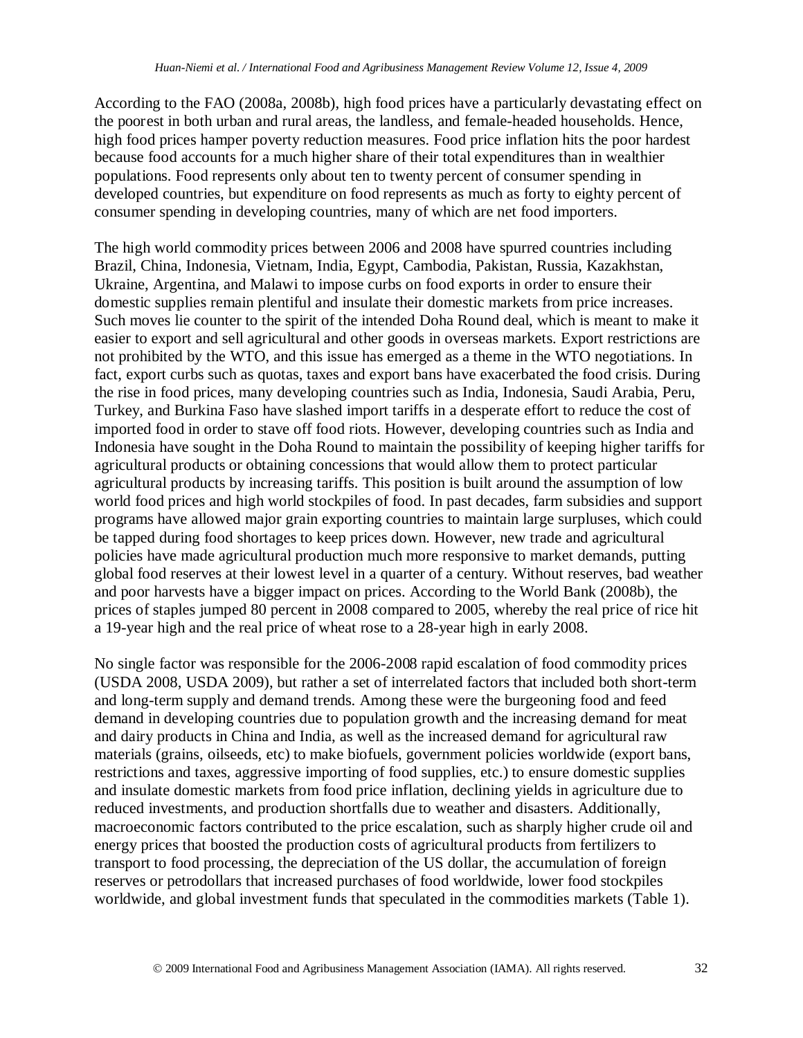According to the FAO (2008a, 2008b), high food prices have a particularly devastating effect on the poorest in both urban and rural areas, the landless, and female-headed households. Hence, high food prices hamper poverty reduction measures. Food price inflation hits the poor hardest because food accounts for a much higher share of their total expenditures than in wealthier populations. Food represents only about ten to twenty percent of consumer spending in developed countries, but expenditure on food represents as much as forty to eighty percent of consumer spending in developing countries, many of which are net food importers.

The high world commodity prices between 2006 and 2008 have spurred countries including Brazil, China, Indonesia, Vietnam, India, Egypt, Cambodia, Pakistan, Russia, Kazakhstan, Ukraine, Argentina, and Malawi to impose curbs on food exports in order to ensure their domestic supplies remain plentiful and insulate their domestic markets from price increases. Such moves lie counter to the spirit of the intended Doha Round deal, which is meant to make it easier to export and sell agricultural and other goods in overseas markets. Export restrictions are not prohibited by the WTO, and this issue has emerged as a theme in the WTO negotiations. In fact, export curbs such as quotas, taxes and export bans have exacerbated the food crisis. During the rise in food prices, many developing countries such as India, Indonesia, Saudi Arabia, Peru, Turkey, and Burkina Faso have slashed import tariffs in a desperate effort to reduce the cost of imported food in order to stave off food riots. However, developing countries such as India and Indonesia have sought in the Doha Round to maintain the possibility of keeping higher tariffs for agricultural products or obtaining concessions that would allow them to protect particular agricultural products by increasing tariffs. This position is built around the assumption of low world food prices and high world stockpiles of food. In past decades, farm subsidies and support programs have allowed major grain exporting countries to maintain large surpluses, which could be tapped during food shortages to keep prices down. However, new trade and agricultural policies have made agricultural production much more responsive to market demands, putting global food reserves at their lowest level in a quarter of a century. Without reserves, bad weather and poor harvests have a bigger impact on prices. According to the World Bank (2008b), the prices of staples jumped 80 percent in 2008 compared to 2005, whereby the real price of rice hit a 19-year high and the real price of wheat rose to a 28-year high in early 2008.

No single factor was responsible for the 2006-2008 rapid escalation of food commodity prices (USDA 2008, USDA 2009), but rather a set of interrelated factors that included both short-term and long-term supply and demand trends. Among these were the burgeoning food and feed demand in developing countries due to population growth and the increasing demand for meat and dairy products in China and India, as well as the increased demand for agricultural raw materials (grains, oilseeds, etc) to make biofuels, government policies worldwide (export bans, restrictions and taxes, aggressive importing of food supplies, etc.) to ensure domestic supplies and insulate domestic markets from food price inflation, declining yields in agriculture due to reduced investments, and production shortfalls due to weather and disasters. Additionally, macroeconomic factors contributed to the price escalation, such as sharply higher crude oil and energy prices that boosted the production costs of agricultural products from fertilizers to transport to food processing, the depreciation of the US dollar, the accumulation of foreign reserves or petrodollars that increased purchases of food worldwide, lower food stockpiles worldwide, and global investment funds that speculated in the commodities markets (Table 1).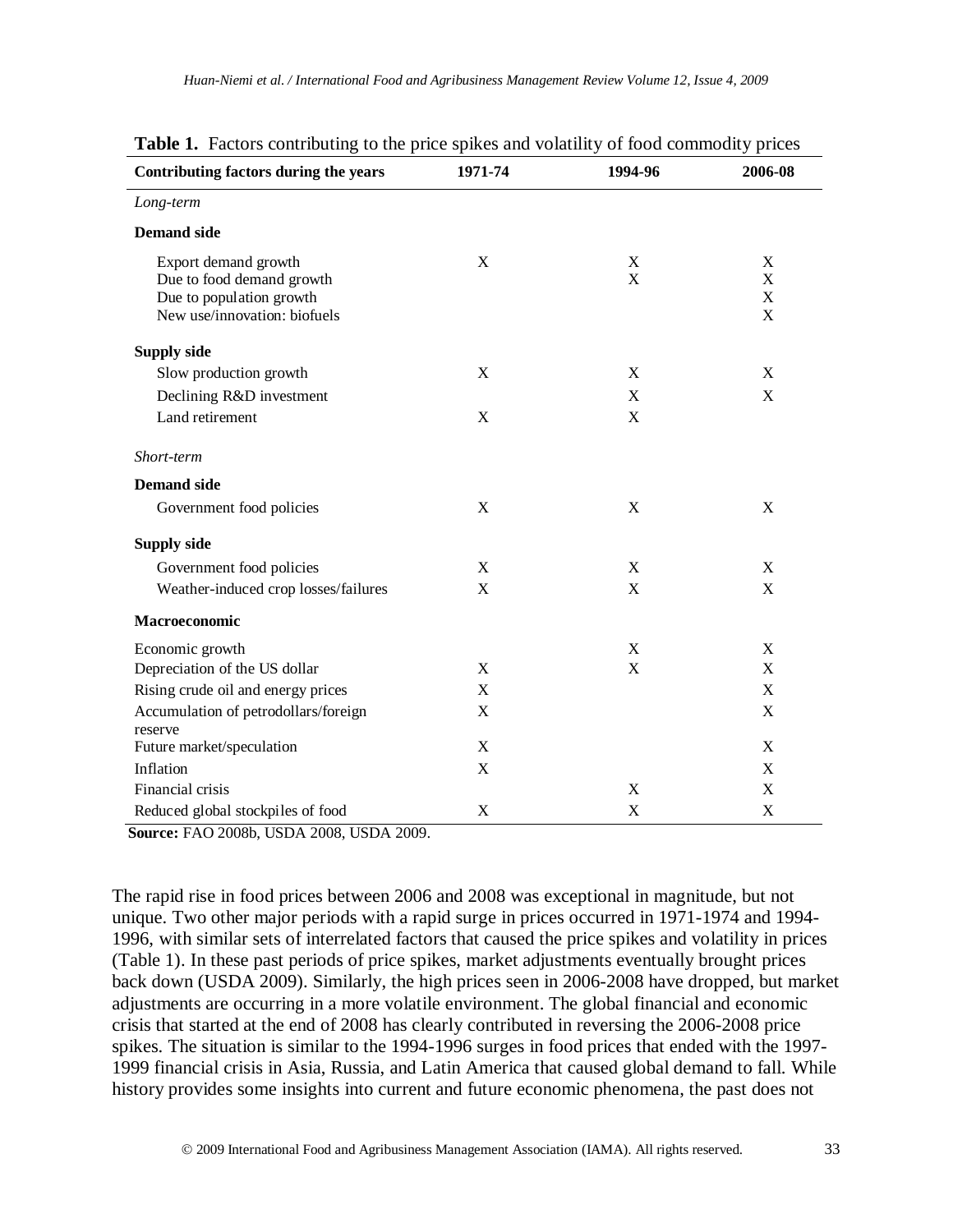**Table 1.** Factors contributing to the price spikes and volatility of food commodity prices

| Contributing factors during the years | 1971-74 | 1994-96 | 2006-08 |
|---|---|---|---|
| *Long-term* | | | |
| **Demand side** | | | |
| Export demand growth | X | X | X |
| Due to food demand growth | | X | X |
| Due to population growth | | | X |
| New use/innovation: biofuels | | | X |
| **Supply side** | | | |
| Slow production growth | X | X | X |
| Declining R&D investment | | X | X |
| Land retirement | X | X | |
| *Short-term* | | | |
| **Demand side** | | | |
| Government food policies | X | X | X |
| **Supply side** | | | |
| Government food policies | X | X | X |
| Weather-induced crop losses/failures | X | X | X |
| **Macroeconomic** | | | |
| Economic growth | | X | X |
| Depreciation of the US dollar | X | X | X |
| Rising crude oil and energy prices | X | | X |
| Accumulation of petrodollars/foreign reserve | X | | X |
| Future market/speculation | X | | X |
| Inflation | X | | X |
| Financial crisis | | X | X |
| Reduced global stockpiles of food | X | X | X |

**Source:** FAO 2008b, USDA 2008, USDA 2009.

The rapid rise in food prices between 2006 and 2008 was exceptional in magnitude, but not unique. Two other major periods with a rapid surge in prices occurred in 1971-1974 and 1994-1996, with similar sets of interrelated factors that caused the price spikes and volatility in prices (Table 1). In these past periods of price spikes, market adjustments eventually brought prices back down (USDA 2009). Similarly, the high prices seen in 2006-2008 have dropped, but market adjustments are occurring in a more volatile environment. The global financial and economic crisis that started at the end of 2008 has clearly contributed in reversing the 2006-2008 price spikes. The situation is similar to the 1994-1996 surges in food prices that ended with the 1997-1999 financial crisis in Asia, Russia, and Latin America that caused global demand to fall. While history provides some insights into current and future economic phenomena, the past does not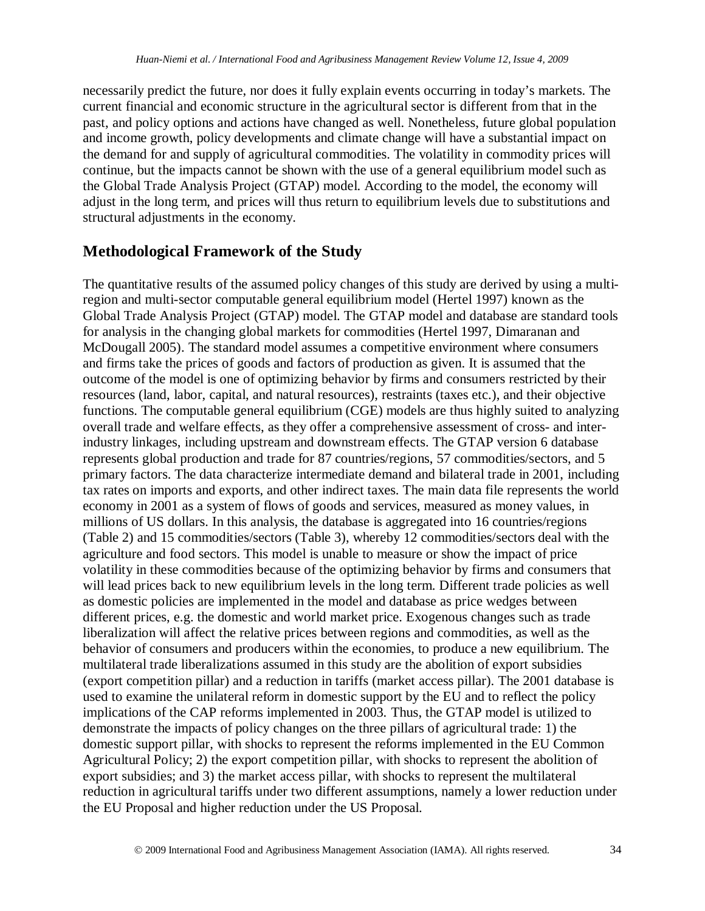necessarily predict the future, nor does it fully explain events occurring in today's markets. The current financial and economic structure in the agricultural sector is different from that in the past, and policy options and actions have changed as well. Nonetheless, future global population and income growth, policy developments and climate change will have a substantial impact on the demand for and supply of agricultural commodities. The volatility in commodity prices will continue, but the impacts cannot be shown with the use of a general equilibrium model such as the Global Trade Analysis Project (GTAP) model. According to the model, the economy will adjust in the long term, and prices will thus return to equilibrium levels due to substitutions and structural adjustments in the economy.

## Methodological Framework of the Study

The quantitative results of the assumed policy changes of this study are derived by using a multi-region and multi-sector computable general equilibrium model (Hertel 1997) known as the Global Trade Analysis Project (GTAP) model. The GTAP model and database are standard tools for analysis in the changing global markets for commodities (Hertel 1997, Dimaranan and McDougall 2005). The standard model assumes a competitive environment where consumers and firms take the prices of goods and factors of production as given. It is assumed that the outcome of the model is one of optimizing behavior by firms and consumers restricted by their resources (land, labor, capital, and natural resources), restraints (taxes etc.), and their objective functions. The computable general equilibrium (CGE) models are thus highly suited to analyzing overall trade and welfare effects, as they offer a comprehensive assessment of cross- and inter-industry linkages, including upstream and downstream effects. The GTAP version 6 database represents global production and trade for 87 countries/regions, 57 commodities/sectors, and 5 primary factors. The data characterize intermediate demand and bilateral trade in 2001, including tax rates on imports and exports, and other indirect taxes. The main data file represents the world economy in 2001 as a system of flows of goods and services, measured as money values, in millions of US dollars. In this analysis, the database is aggregated into 16 countries/regions (Table 2) and 15 commodities/sectors (Table 3), whereby 12 commodities/sectors deal with the agriculture and food sectors. This model is unable to measure or show the impact of price volatility in these commodities because of the optimizing behavior by firms and consumers that will lead prices back to new equilibrium levels in the long term. Different trade policies as well as domestic policies are implemented in the model and database as price wedges between different prices, e.g. the domestic and world market price. Exogenous changes such as trade liberalization will affect the relative prices between regions and commodities, as well as the behavior of consumers and producers within the economies, to produce a new equilibrium. The multilateral trade liberalizations assumed in this study are the abolition of export subsidies (export competition pillar) and a reduction in tariffs (market access pillar). The 2001 database is used to examine the unilateral reform in domestic support by the EU and to reflect the policy implications of the CAP reforms implemented in 2003. Thus, the GTAP model is utilized to demonstrate the impacts of policy changes on the three pillars of agricultural trade: 1) the domestic support pillar, with shocks to represent the reforms implemented in the EU Common Agricultural Policy; 2) the export competition pillar, with shocks to represent the abolition of export subsidies; and 3) the market access pillar, with shocks to represent the multilateral reduction in agricultural tariffs under two different assumptions, namely a lower reduction under the EU Proposal and higher reduction under the US Proposal.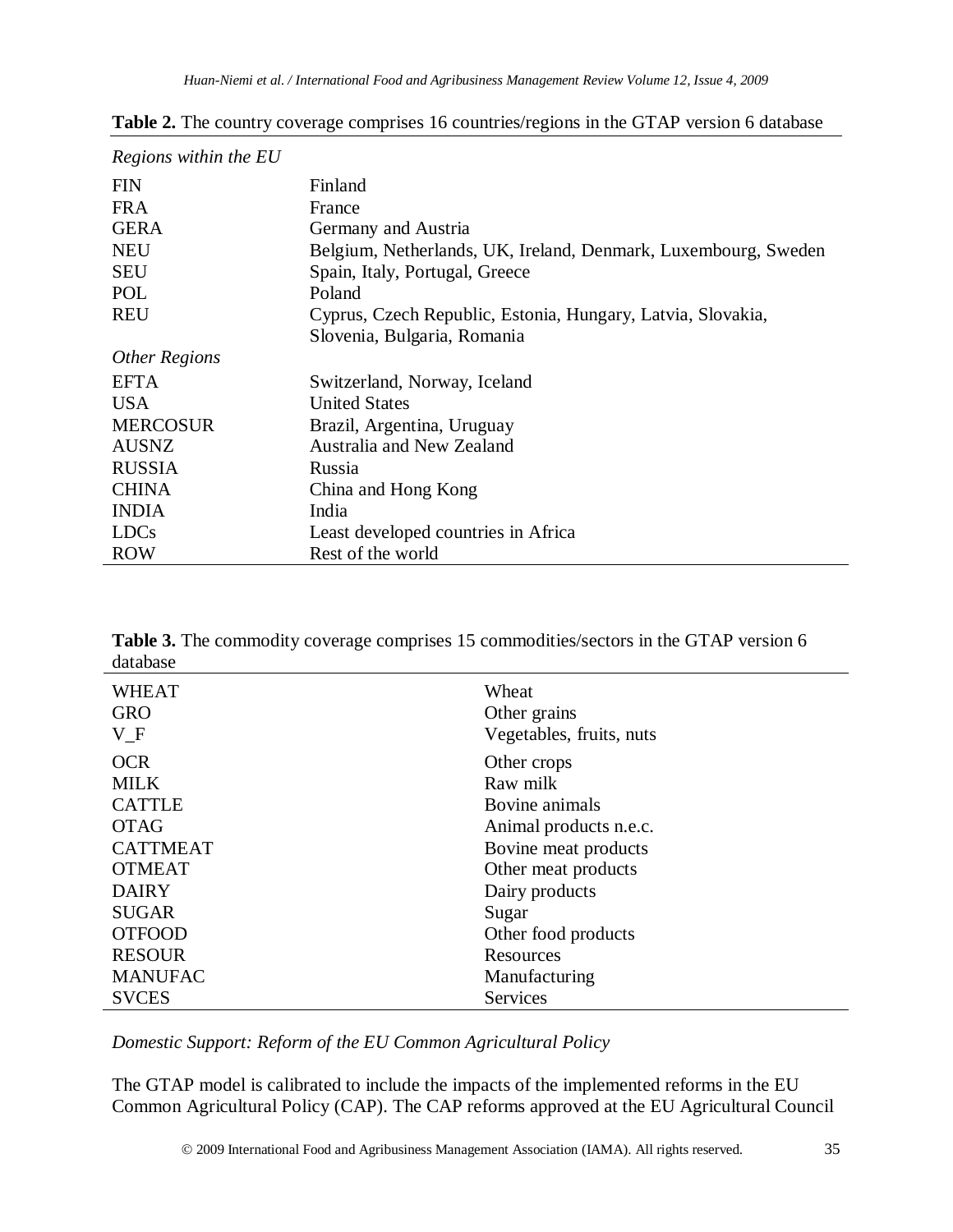**Table 2.** The country coverage comprises 16 countries/regions in the GTAP version 6 database

| | |
|---|---|
| *Regions within the EU* | |
| FIN | Finland |
| FRA | France |
| GERA | Germany and Austria |
| NEU | Belgium, Netherlands, UK, Ireland, Denmark, Luxembourg, Sweden |
| SEU | Spain, Italy, Portugal, Greece |
| POL | Poland |
| REU | Cyprus, Czech Republic, Estonia, Hungary, Latvia, Slovakia, Slovenia, Bulgaria, Romania |
| *Other Regions* | |
| EFTA | Switzerland, Norway, Iceland |
| USA | United States |
| MERCOSUR | Brazil, Argentina, Uruguay |
| AUSNZ | Australia and New Zealand |
| RUSSIA | Russia |
| CHINA | China and Hong Kong |
| INDIA | India |
| LDCs | Least developed countries in Africa |
| ROW | Rest of the world |

**Table 3.** The commodity coverage comprises 15 commodities/sectors in the GTAP version 6 database

| | |
|---|---|
| WHEAT | Wheat |
| GRO | Other grains |
| V_F | Vegetables, fruits, nuts |
| OCR | Other crops |
| MILK | Raw milk |
| CATTLE | Bovine animals |
| OTAG | Animal products n.e.c. |
| CATTMEAT | Bovine meat products |
| OTMEAT | Other meat products |
| DAIRY | Dairy products |
| SUGAR | Sugar |
| OTFOOD | Other food products |
| RESOUR | Resources |
| MANUFAC | Manufacturing |
| SVCES | Services |

*Domestic Support: Reform of the EU Common Agricultural Policy*

The GTAP model is calibrated to include the impacts of the implemented reforms in the EU Common Agricultural Policy (CAP). The CAP reforms approved at the EU Agricultural Council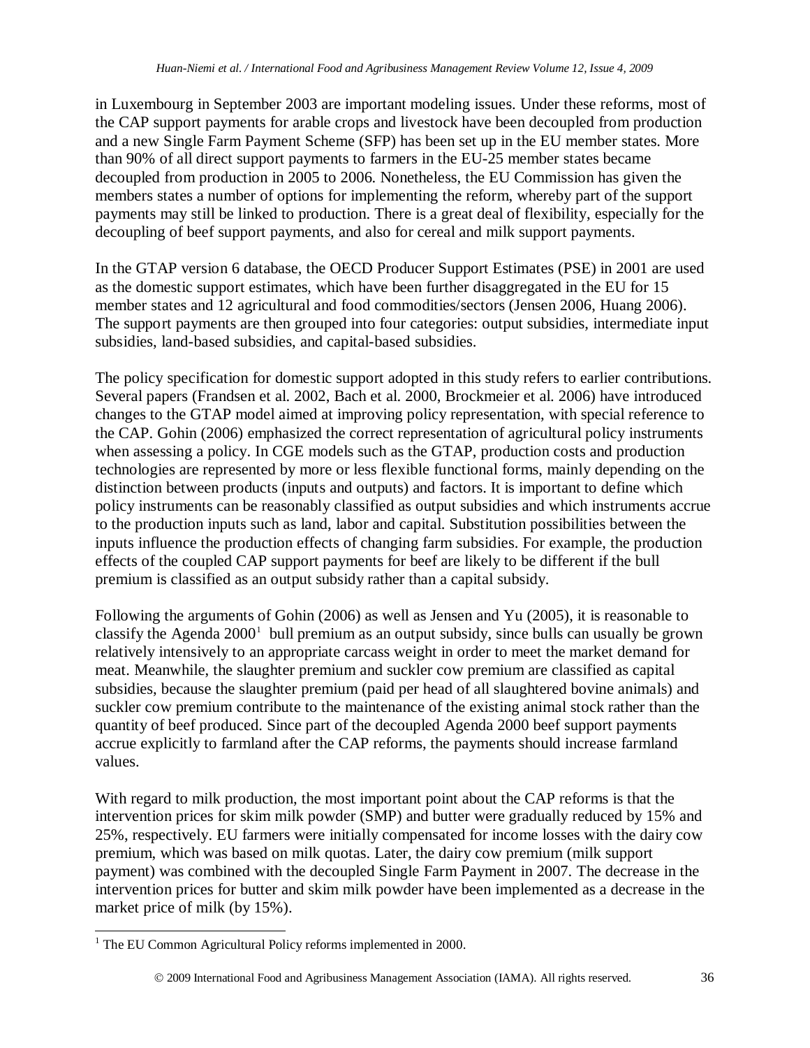in Luxembourg in September 2003 are important modeling issues. Under these reforms, most of the CAP support payments for arable crops and livestock have been decoupled from production and a new Single Farm Payment Scheme (SFP) has been set up in the EU member states. More than 90% of all direct support payments to farmers in the EU-25 member states became decoupled from production in 2005 to 2006. Nonetheless, the EU Commission has given the members states a number of options for implementing the reform, whereby part of the support payments may still be linked to production. There is a great deal of flexibility, especially for the decoupling of beef support payments, and also for cereal and milk support payments.

In the GTAP version 6 database, the OECD Producer Support Estimates (PSE) in 2001 are used as the domestic support estimates, which have been further disaggregated in the EU for 15 member states and 12 agricultural and food commodities/sectors (Jensen 2006, Huang 2006). The support payments are then grouped into four categories: output subsidies, intermediate input subsidies, land-based subsidies, and capital-based subsidies.

The policy specification for domestic support adopted in this study refers to earlier contributions. Several papers (Frandsen et al. 2002, Bach et al. 2000, Brockmeier et al. 2006) have introduced changes to the GTAP model aimed at improving policy representation, with special reference to the CAP. Gohin (2006) emphasized the correct representation of agricultural policy instruments when assessing a policy. In CGE models such as the GTAP, production costs and production technologies are represented by more or less flexible functional forms, mainly depending on the distinction between products (inputs and outputs) and factors. It is important to define which policy instruments can be reasonably classified as output subsidies and which instruments accrue to the production inputs such as land, labor and capital. Substitution possibilities between the inputs influence the production effects of changing farm subsidies. For example, the production effects of the coupled CAP support payments for beef are likely to be different if the bull premium is classified as an output subsidy rather than a capital subsidy.

Following the arguments of Gohin (2006) as well as Jensen and Yu (2005), it is reasonable to classify the Agenda 2000[1] bull premium as an output subsidy, since bulls can usually be grown relatively intensively to an appropriate carcass weight in order to meet the market demand for meat. Meanwhile, the slaughter premium and suckler cow premium are classified as capital subsidies, because the slaughter premium (paid per head of all slaughtered bovine animals) and suckler cow premium contribute to the maintenance of the existing animal stock rather than the quantity of beef produced. Since part of the decoupled Agenda 2000 beef support payments accrue explicitly to farmland after the CAP reforms, the payments should increase farmland values.

With regard to milk production, the most important point about the CAP reforms is that the intervention prices for skim milk powder (SMP) and butter were gradually reduced by 15% and 25%, respectively. EU farmers were initially compensated for income losses with the dairy cow premium, which was based on milk quotas. Later, the dairy cow premium (milk support payment) was combined with the decoupled Single Farm Payment in 2007. The decrease in the intervention prices for butter and skim milk powder have been implemented as a decrease in the market price of milk (by 15%).

[1] The EU Common Agricultural Policy reforms implemented in 2000.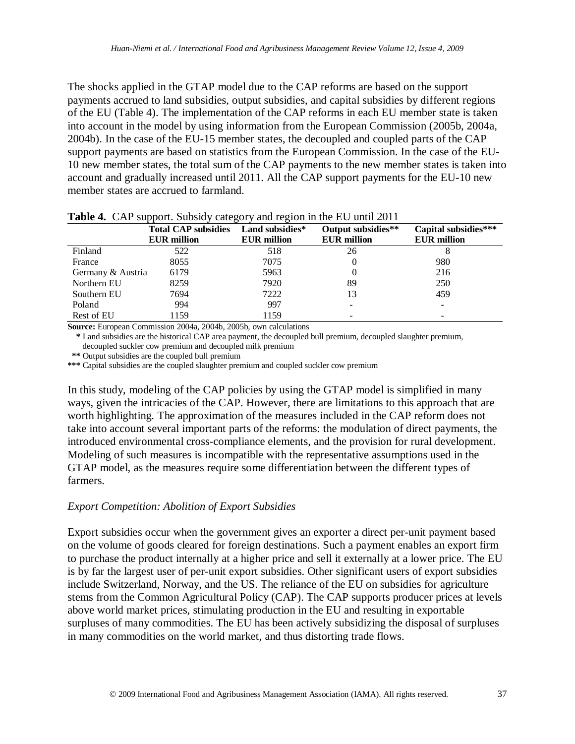The shocks applied in the GTAP model due to the CAP reforms are based on the support payments accrued to land subsidies, output subsidies, and capital subsidies by different regions of the EU (Table 4). The implementation of the CAP reforms in each EU member state is taken into account in the model by using information from the European Commission (2005b, 2004a, 2004b). In the case of the EU-15 member states, the decoupled and coupled parts of the CAP support payments are based on statistics from the European Commission. In the case of the EU-10 new member states, the total sum of the CAP payments to the new member states is taken into account and gradually increased until 2011. All the CAP support payments for the EU-10 new member states are accrued to farmland.

**Table 4.** CAP support. Subsidy category and region in the EU until 2011

| | Total CAP subsidies EUR million | Land subsidies* EUR million | Output subsidies** EUR million | Capital subsidies*** EUR million |
|---|---|---|---|---|
| Finland | 522 | 518 | 26 | 8 |
| France | 8055 | 7075 | 0 | 980 |
| Germany & Austria | 6179 | 5963 | 0 | 216 |
| Northern EU | 8259 | 7920 | 89 | 250 |
| Southern EU | 7694 | 7222 | 13 | 459 |
| Poland | 994 | 997 | - | - |
| Rest of EU | 1159 | 1159 | - | - |

**Source:** European Commission 2004a, 2004b, 2005b, own calculations

\* Land subsidies are the historical CAP area payment, the decoupled bull premium, decoupled slaughter premium, decoupled suckler cow premium and decoupled milk premium

\*\* Output subsidies are the coupled bull premium

\*\*\* Capital subsidies are the coupled slaughter premium and coupled suckler cow premium

In this study, modeling of the CAP policies by using the GTAP model is simplified in many ways, given the intricacies of the CAP. However, there are limitations to this approach that are worth highlighting. The approximation of the measures included in the CAP reform does not take into account several important parts of the reforms: the modulation of direct payments, the introduced environmental cross-compliance elements, and the provision for rural development. Modeling of such measures is incompatible with the representative assumptions used in the GTAP model, as the measures require some differentiation between the different types of farmers.

*Export Competition: Abolition of Export Subsidies*

Export subsidies occur when the government gives an exporter a direct per-unit payment based on the volume of goods cleared for foreign destinations. Such a payment enables an export firm to purchase the product internally at a higher price and sell it externally at a lower price. The EU is by far the largest user of per-unit export subsidies. Other significant users of export subsidies include Switzerland, Norway, and the US. The reliance of the EU on subsidies for agriculture stems from the Common Agricultural Policy (CAP). The CAP supports producer prices at levels above world market prices, stimulating production in the EU and resulting in exportable surpluses of many commodities. The EU has been actively subsidizing the disposal of surpluses in many commodities on the world market, and thus distorting trade flows.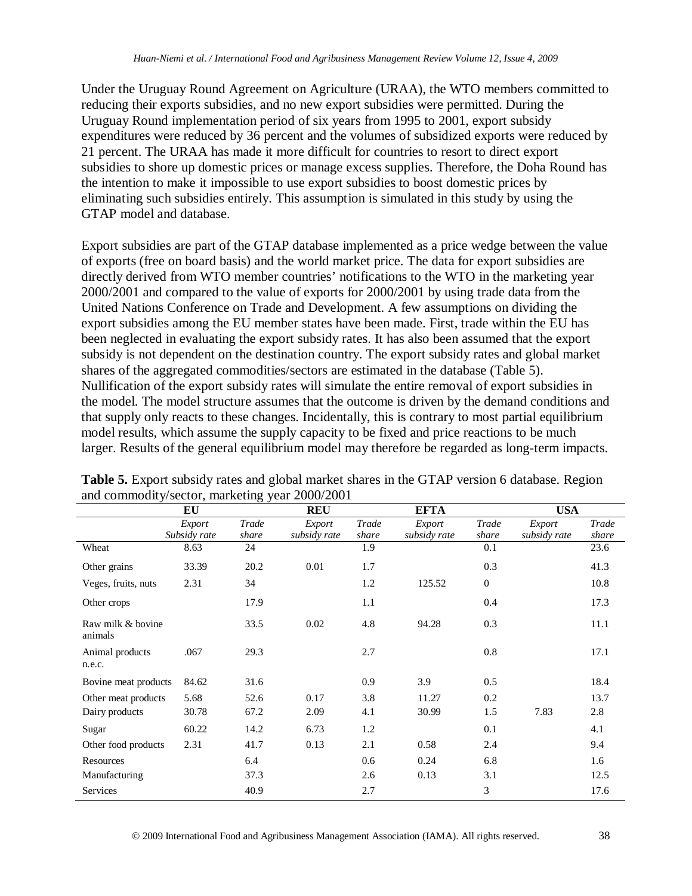Under the Uruguay Round Agreement on Agriculture (URAA), the WTO members committed to reducing their exports subsidies, and no new export subsidies were permitted. During the Uruguay Round implementation period of six years from 1995 to 2001, export subsidy expenditures were reduced by 36 percent and the volumes of subsidized exports were reduced by 21 percent. The URAA has made it more difficult for countries to resort to direct export subsidies to shore up domestic prices or manage excess supplies. Therefore, the Doha Round has the intention to make it impossible to use export subsidies to boost domestic prices by eliminating such subsidies entirely. This assumption is simulated in this study by using the GTAP model and database.

Export subsidies are part of the GTAP database implemented as a price wedge between the value of exports (free on board basis) and the world market price. The data for export subsidies are directly derived from WTO member countries' notifications to the WTO in the marketing year 2000/2001 and compared to the value of exports for 2000/2001 by using trade data from the United Nations Conference on Trade and Development. A few assumptions on dividing the export subsidies among the EU member states have been made. First, trade within the EU has been neglected in evaluating the export subsidy rates. It has also been assumed that the export subsidy is not dependent on the destination country. The export subsidy rates and global market shares of the aggregated commodities/sectors are estimated in the database (Table 5). Nullification of the export subsidy rates will simulate the entire removal of export subsidies in the model. The model structure assumes that the outcome is driven by the demand conditions and that supply only reacts to these changes. Incidentally, this is contrary to most partial equilibrium model results, which assume the supply capacity to be fixed and price reactions to be much larger. Results of the general equilibrium model may therefore be regarded as long-term impacts.

**Table 5.** Export subsidy rates and global market shares in the GTAP version 6 database. Region and commodity/sector, marketing year 2000/2001

| | **EU** | | **REU** | | **EFTA** | | **USA** | |
|---|---|---|---|---|---|---|---|---|
| | *Export Subsidy rate* | *Trade share* | *Export subsidy rate* | *Trade share* | *Export subsidy rate* | *Trade share* | *Export subsidy rate* | *Trade share* |
| Wheat | 8.63 | 24 | | 1.9 | | 0.1 | | 23.6 |
| Other grains | 33.39 | 20.2 | 0.01 | 1.7 | | 0.3 | | 41.3 |
| Veges, fruits, nuts | 2.31 | 34 | | 1.2 | 125.52 | 0 | | 10.8 |
| Other crops | | 17.9 | | 1.1 | | 0.4 | | 17.3 |
| Raw milk & bovine animals | | 33.5 | 0.02 | 4.8 | 94.28 | 0.3 | | 11.1 |
| Animal products n.e.c. | .067 | 29.3 | | 2.7 | | 0.8 | | 17.1 |
| Bovine meat products | 84.62 | 31.6 | | 0.9 | 3.9 | 0.5 | | 18.4 |
| Other meat products | 5.68 | 52.6 | 0.17 | 3.8 | 11.27 | 0.2 | | 13.7 |
| Dairy products | 30.78 | 67.2 | 2.09 | 4.1 | 30.99 | 1.5 | 7.83 | 2.8 |
| Sugar | 60.22 | 14.2 | 6.73 | 1.2 | | 0.1 | | 4.1 |
| Other food products | 2.31 | 41.7 | 0.13 | 2.1 | 0.58 | 2.4 | | 9.4 |
| Resources | | 6.4 | | 0.6 | 0.24 | 6.8 | | 1.6 |
| Manufacturing | | 37.3 | | 2.6 | 0.13 | 3.1 | | 12.5 |
| Services | | 40.9 | | 2.7 | | 3 | | 17.6 |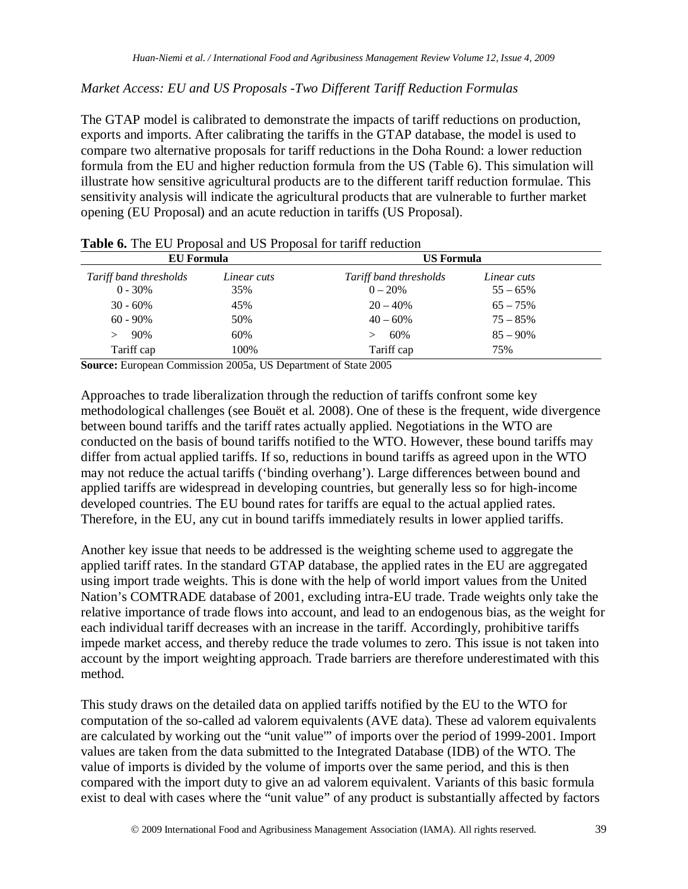*Market Access: EU and US Proposals -Two Different Tariff Reduction Formulas*

The GTAP model is calibrated to demonstrate the impacts of tariff reductions on production, exports and imports. After calibrating the tariffs in the GTAP database, the model is used to compare two alternative proposals for tariff reductions in the Doha Round: a lower reduction formula from the EU and higher reduction formula from the US (Table 6). This simulation will illustrate how sensitive agricultural products are to the different tariff reduction formulae. This sensitivity analysis will indicate the agricultural products that are vulnerable to further market opening (EU Proposal) and an acute reduction in tariffs (US Proposal).

**Table 6.** The EU Proposal and US Proposal for tariff reduction

| **EU Formula** | | **US Formula** | |
|---|---|---|---|
| *Tariff band thresholds* | *Linear cuts* | *Tariff band thresholds* | *Linear cuts* |
| 0 - 30% | 35% | 0 – 20% | 55 – 65% |
| 30 - 60% | 45% | 20 – 40% | 65 – 75% |
| 60 - 90% | 50% | 40 – 60% | 75 – 85% |
| > 90% | 60% | > 60% | 85 – 90% |
| Tariff cap | 100% | Tariff cap | 75% |

**Source:** European Commission 2005a, US Department of State 2005

Approaches to trade liberalization through the reduction of tariffs confront some key methodological challenges (see Bouët et al. 2008). One of these is the frequent, wide divergence between bound tariffs and the tariff rates actually applied. Negotiations in the WTO are conducted on the basis of bound tariffs notified to the WTO. However, these bound tariffs may differ from actual applied tariffs. If so, reductions in bound tariffs as agreed upon in the WTO may not reduce the actual tariffs ('binding overhang'). Large differences between bound and applied tariffs are widespread in developing countries, but generally less so for high-income developed countries. The EU bound rates for tariffs are equal to the actual applied rates. Therefore, in the EU, any cut in bound tariffs immediately results in lower applied tariffs.

Another key issue that needs to be addressed is the weighting scheme used to aggregate the applied tariff rates. In the standard GTAP database, the applied rates in the EU are aggregated using import trade weights. This is done with the help of world import values from the United Nation's COMTRADE database of 2001, excluding intra-EU trade. Trade weights only take the relative importance of trade flows into account, and lead to an endogenous bias, as the weight for each individual tariff decreases with an increase in the tariff. Accordingly, prohibitive tariffs impede market access, and thereby reduce the trade volumes to zero. This issue is not taken into account by the import weighting approach. Trade barriers are therefore underestimated with this method.

This study draws on the detailed data on applied tariffs notified by the EU to the WTO for computation of the so-called ad valorem equivalents (AVE data). These ad valorem equivalents are calculated by working out the "unit value"' of imports over the period of 1999-2001. Import values are taken from the data submitted to the Integrated Database (IDB) of the WTO. The value of imports is divided by the volume of imports over the same period, and this is then compared with the import duty to give an ad valorem equivalent. Variants of this basic formula exist to deal with cases where the "unit value" of any product is substantially affected by factors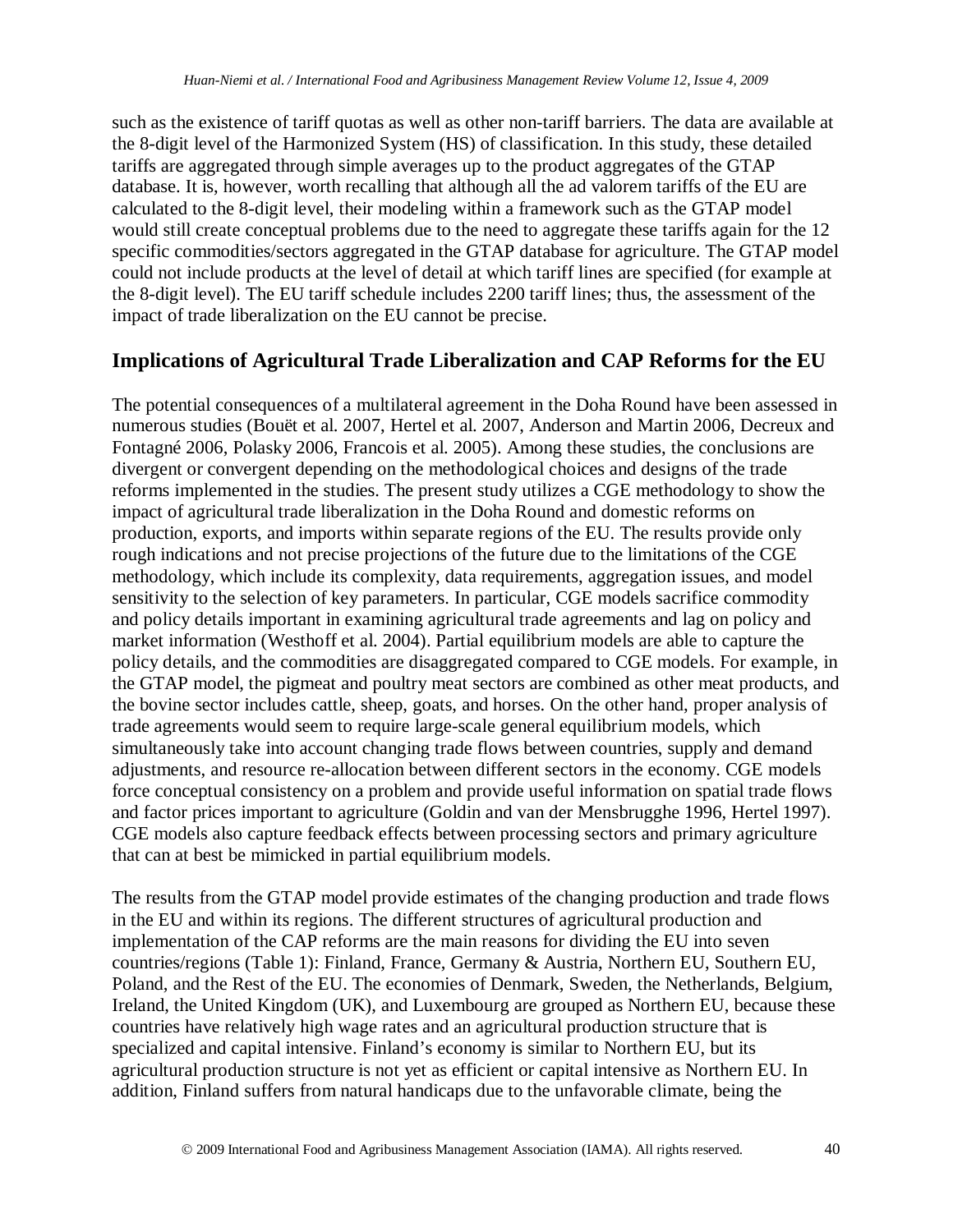such as the existence of tariff quotas as well as other non-tariff barriers. The data are available at the 8-digit level of the Harmonized System (HS) of classification. In this study, these detailed tariffs are aggregated through simple averages up to the product aggregates of the GTAP database. It is, however, worth recalling that although all the ad valorem tariffs of the EU are calculated to the 8-digit level, their modeling within a framework such as the GTAP model would still create conceptual problems due to the need to aggregate these tariffs again for the 12 specific commodities/sectors aggregated in the GTAP database for agriculture. The GTAP model could not include products at the level of detail at which tariff lines are specified (for example at the 8-digit level). The EU tariff schedule includes 2200 tariff lines; thus, the assessment of the impact of trade liberalization on the EU cannot be precise.

## Implications of Agricultural Trade Liberalization and CAP Reforms for the EU

The potential consequences of a multilateral agreement in the Doha Round have been assessed in numerous studies (Bouët et al. 2007, Hertel et al. 2007, Anderson and Martin 2006, Decreux and Fontagné 2006, Polasky 2006, Francois et al. 2005). Among these studies, the conclusions are divergent or convergent depending on the methodological choices and designs of the trade reforms implemented in the studies. The present study utilizes a CGE methodology to show the impact of agricultural trade liberalization in the Doha Round and domestic reforms on production, exports, and imports within separate regions of the EU. The results provide only rough indications and not precise projections of the future due to the limitations of the CGE methodology, which include its complexity, data requirements, aggregation issues, and model sensitivity to the selection of key parameters. In particular, CGE models sacrifice commodity and policy details important in examining agricultural trade agreements and lag on policy and market information (Westhoff et al. 2004). Partial equilibrium models are able to capture the policy details, and the commodities are disaggregated compared to CGE models. For example, in the GTAP model, the pigmeat and poultry meat sectors are combined as other meat products, and the bovine sector includes cattle, sheep, goats, and horses. On the other hand, proper analysis of trade agreements would seem to require large-scale general equilibrium models, which simultaneously take into account changing trade flows between countries, supply and demand adjustments, and resource re-allocation between different sectors in the economy. CGE models force conceptual consistency on a problem and provide useful information on spatial trade flows and factor prices important to agriculture (Goldin and van der Mensbrugghe 1996, Hertel 1997). CGE models also capture feedback effects between processing sectors and primary agriculture that can at best be mimicked in partial equilibrium models.

The results from the GTAP model provide estimates of the changing production and trade flows in the EU and within its regions. The different structures of agricultural production and implementation of the CAP reforms are the main reasons for dividing the EU into seven countries/regions (Table 1): Finland, France, Germany & Austria, Northern EU, Southern EU, Poland, and the Rest of the EU. The economies of Denmark, Sweden, the Netherlands, Belgium, Ireland, the United Kingdom (UK), and Luxembourg are grouped as Northern EU, because these countries have relatively high wage rates and an agricultural production structure that is specialized and capital intensive. Finland's economy is similar to Northern EU, but its agricultural production structure is not yet as efficient or capital intensive as Northern EU. In addition, Finland suffers from natural handicaps due to the unfavorable climate, being the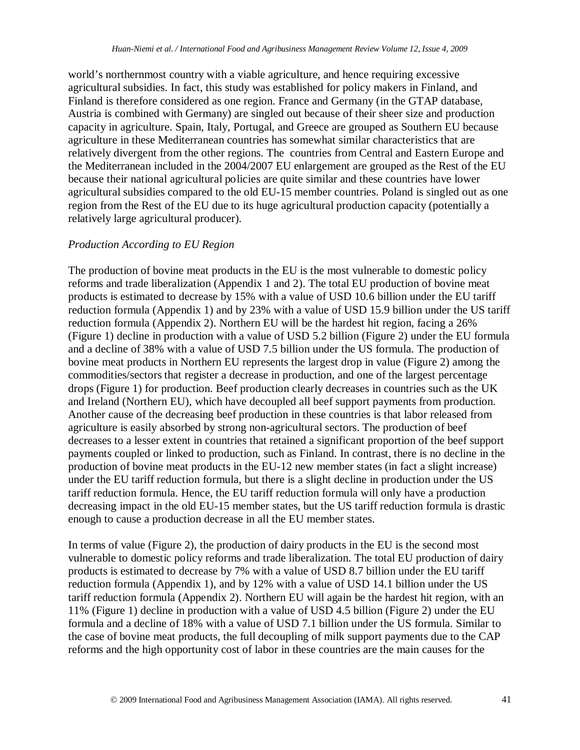world's northernmost country with a viable agriculture, and hence requiring excessive agricultural subsidies. In fact, this study was established for policy makers in Finland, and Finland is therefore considered as one region. France and Germany (in the GTAP database, Austria is combined with Germany) are singled out because of their sheer size and production capacity in agriculture. Spain, Italy, Portugal, and Greece are grouped as Southern EU because agriculture in these Mediterranean countries has somewhat similar characteristics that are relatively divergent from the other regions. The countries from Central and Eastern Europe and the Mediterranean included in the 2004/2007 EU enlargement are grouped as the Rest of the EU because their national agricultural policies are quite similar and these countries have lower agricultural subsidies compared to the old EU-15 member countries. Poland is singled out as one region from the Rest of the EU due to its huge agricultural production capacity (potentially a relatively large agricultural producer).

*Production According to EU Region*

The production of bovine meat products in the EU is the most vulnerable to domestic policy reforms and trade liberalization (Appendix 1 and 2). The total EU production of bovine meat products is estimated to decrease by 15% with a value of USD 10.6 billion under the EU tariff reduction formula (Appendix 1) and by 23% with a value of USD 15.9 billion under the US tariff reduction formula (Appendix 2). Northern EU will be the hardest hit region, facing a 26% (Figure 1) decline in production with a value of USD 5.2 billion (Figure 2) under the EU formula and a decline of 38% with a value of USD 7.5 billion under the US formula. The production of bovine meat products in Northern EU represents the largest drop in value (Figure 2) among the commodities/sectors that register a decrease in production, and one of the largest percentage drops (Figure 1) for production. Beef production clearly decreases in countries such as the UK and Ireland (Northern EU), which have decoupled all beef support payments from production. Another cause of the decreasing beef production in these countries is that labor released from agriculture is easily absorbed by strong non-agricultural sectors. The production of beef decreases to a lesser extent in countries that retained a significant proportion of the beef support payments coupled or linked to production, such as Finland. In contrast, there is no decline in the production of bovine meat products in the EU-12 new member states (in fact a slight increase) under the EU tariff reduction formula, but there is a slight decline in production under the US tariff reduction formula. Hence, the EU tariff reduction formula will only have a production decreasing impact in the old EU-15 member states, but the US tariff reduction formula is drastic enough to cause a production decrease in all the EU member states.

In terms of value (Figure 2), the production of dairy products in the EU is the second most vulnerable to domestic policy reforms and trade liberalization. The total EU production of dairy products is estimated to decrease by 7% with a value of USD 8.7 billion under the EU tariff reduction formula (Appendix 1), and by 12% with a value of USD 14.1 billion under the US tariff reduction formula (Appendix 2). Northern EU will again be the hardest hit region, with an 11% (Figure 1) decline in production with a value of USD 4.5 billion (Figure 2) under the EU formula and a decline of 18% with a value of USD 7.1 billion under the US formula. Similar to the case of bovine meat products, the full decoupling of milk support payments due to the CAP reforms and the high opportunity cost of labor in these countries are the main causes for the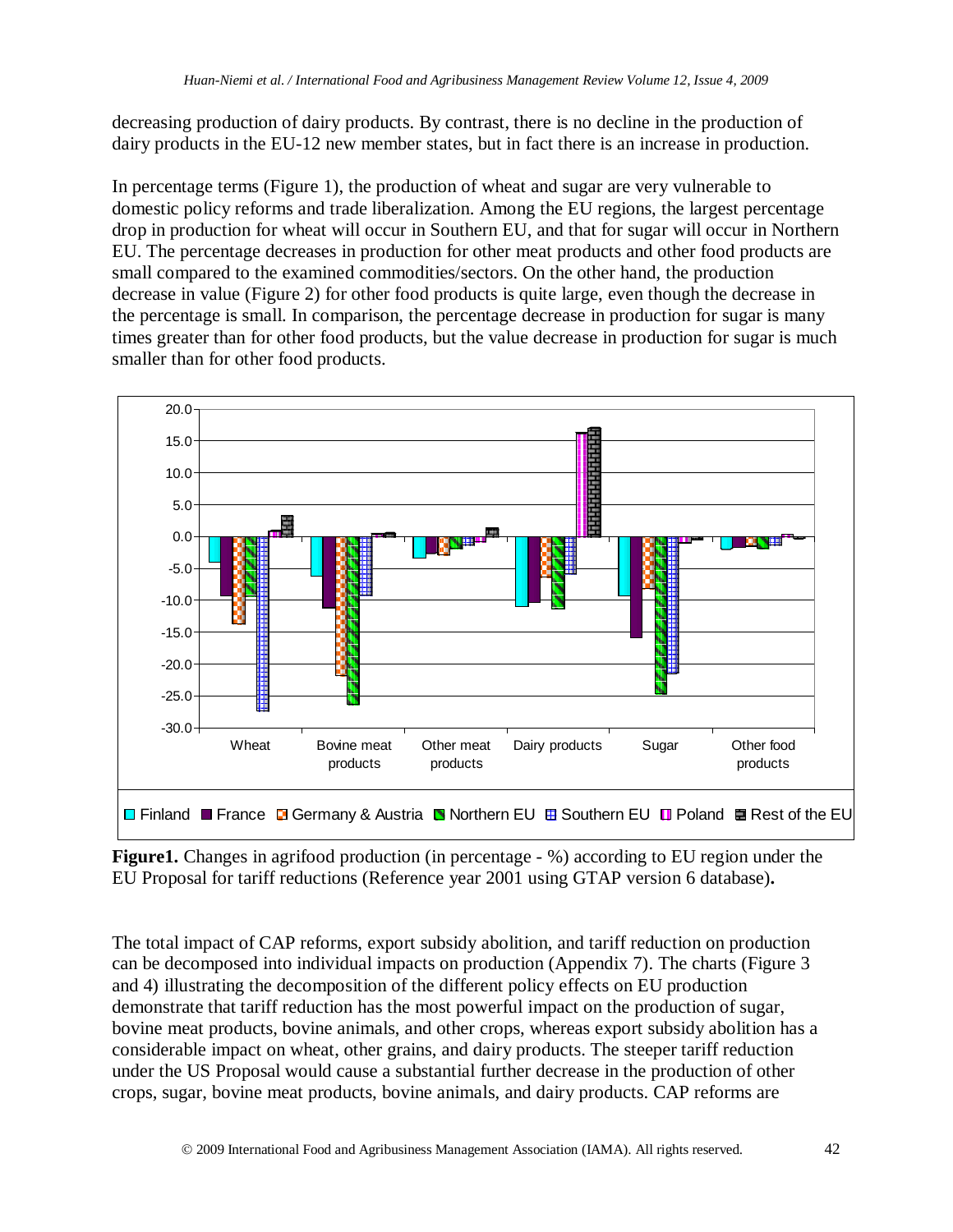decreasing production of dairy products. By contrast, there is no decline in the production of dairy products in the EU-12 new member states, but in fact there is an increase in production.

In percentage terms (Figure 1), the production of wheat and sugar are very vulnerable to domestic policy reforms and trade liberalization. Among the EU regions, the largest percentage drop in production for wheat will occur in Southern EU, and that for sugar will occur in Northern EU. The percentage decreases in production for other meat products and other food products are small compared to the examined commodities/sectors. On the other hand, the production decrease in value (Figure 2) for other food products is quite large, even though the decrease in the percentage is small. In comparison, the percentage decrease in production for sugar is many times greater than for other food products, but the value decrease in production for sugar is much smaller than for other food products.

**Figure1.** Changes in agrifood production (in percentage - %) according to EU region under the EU Proposal for tariff reductions (Reference year 2001 using GTAP version 6 database)**.**

The total impact of CAP reforms, export subsidy abolition, and tariff reduction on production can be decomposed into individual impacts on production (Appendix 7). The charts (Figure 3 and 4) illustrating the decomposition of the different policy effects on EU production demonstrate that tariff reduction has the most powerful impact on the production of sugar, bovine meat products, bovine animals, and other crops, whereas export subsidy abolition has a considerable impact on wheat, other grains, and dairy products. The steeper tariff reduction under the US Proposal would cause a substantial further decrease in the production of other crops, sugar, bovine meat products, bovine animals, and dairy products. CAP reforms are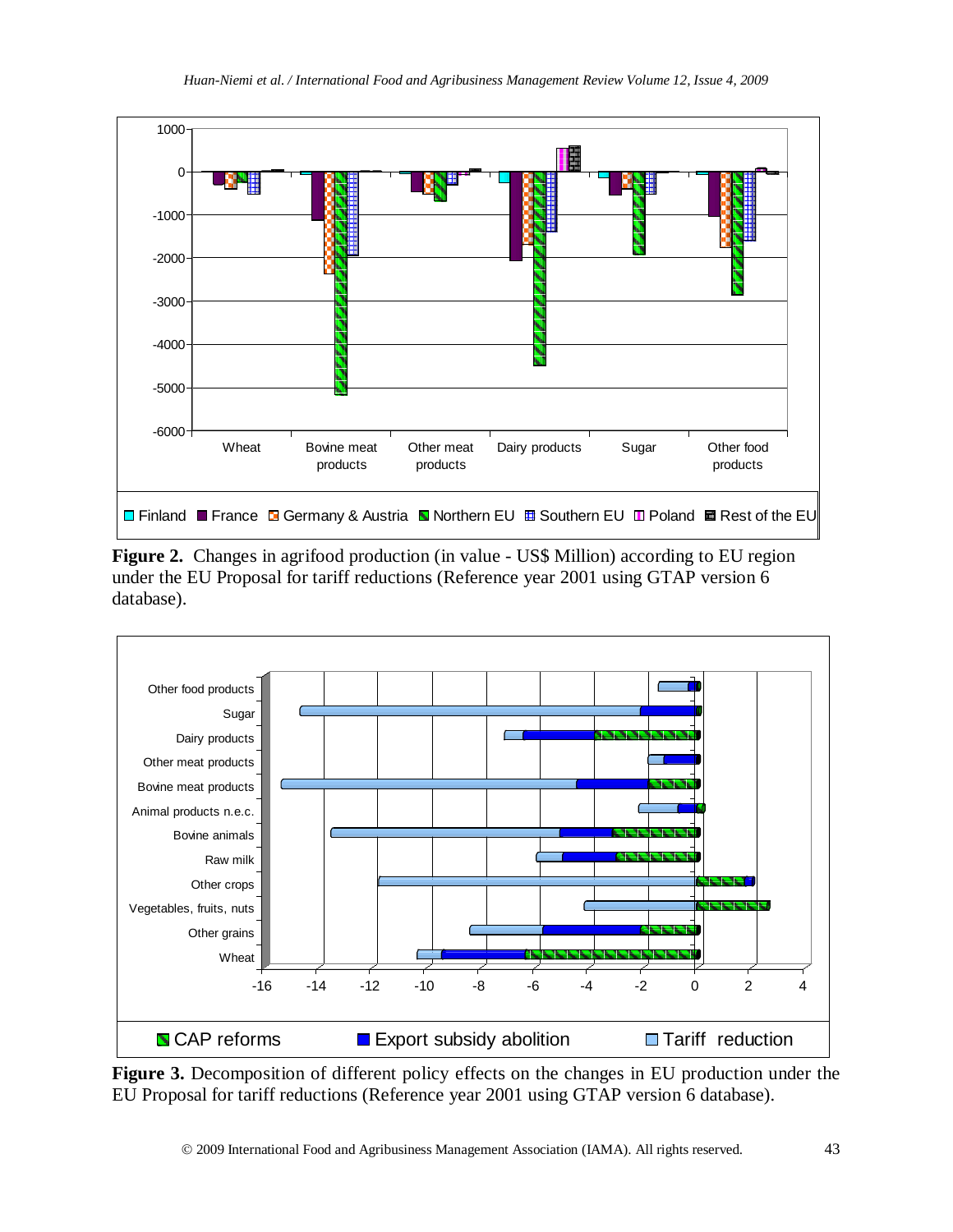**Figure 2.** Changes in agrifood production (in value - US$ Million) according to EU region under the EU Proposal for tariff reductions (Reference year 2001 using GTAP version 6 database).

**Figure 3.** Decomposition of different policy effects on the changes in EU production under the EU Proposal for tariff reductions (Reference year 2001 using GTAP version 6 database).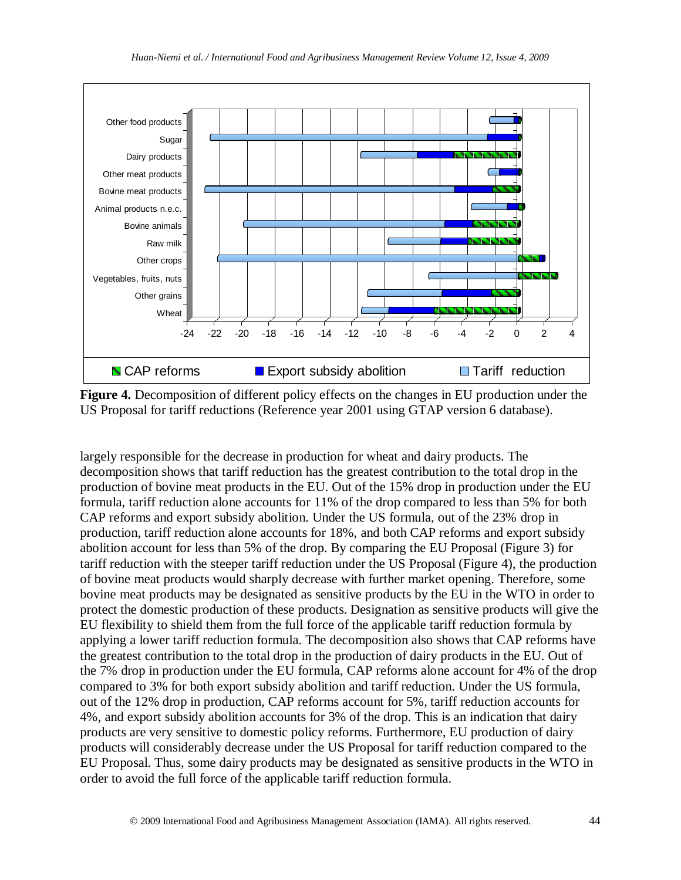**Figure 4.** Decomposition of different policy effects on the changes in EU production under the US Proposal for tariff reductions (Reference year 2001 using GTAP version 6 database).

largely responsible for the decrease in production for wheat and dairy products. The decomposition shows that tariff reduction has the greatest contribution to the total drop in the production of bovine meat products in the EU. Out of the 15% drop in production under the EU formula, tariff reduction alone accounts for 11% of the drop compared to less than 5% for both CAP reforms and export subsidy abolition. Under the US formula, out of the 23% drop in production, tariff reduction alone accounts for 18%, and both CAP reforms and export subsidy abolition account for less than 5% of the drop. By comparing the EU Proposal (Figure 3) for tariff reduction with the steeper tariff reduction under the US Proposal (Figure 4), the production of bovine meat products would sharply decrease with further market opening. Therefore, some bovine meat products may be designated as sensitive products by the EU in the WTO in order to protect the domestic production of these products. Designation as sensitive products will give the EU flexibility to shield them from the full force of the applicable tariff reduction formula by applying a lower tariff reduction formula. The decomposition also shows that CAP reforms have the greatest contribution to the total drop in the production of dairy products in the EU. Out of the 7% drop in production under the EU formula, CAP reforms alone account for 4% of the drop compared to 3% for both export subsidy abolition and tariff reduction. Under the US formula, out of the 12% drop in production, CAP reforms account for 5%, tariff reduction accounts for 4%, and export subsidy abolition accounts for 3% of the drop. This is an indication that dairy products are very sensitive to domestic policy reforms. Furthermore, EU production of dairy products will considerably decrease under the US Proposal for tariff reduction compared to the EU Proposal. Thus, some dairy products may be designated as sensitive products in the WTO in order to avoid the full force of the applicable tariff reduction formula.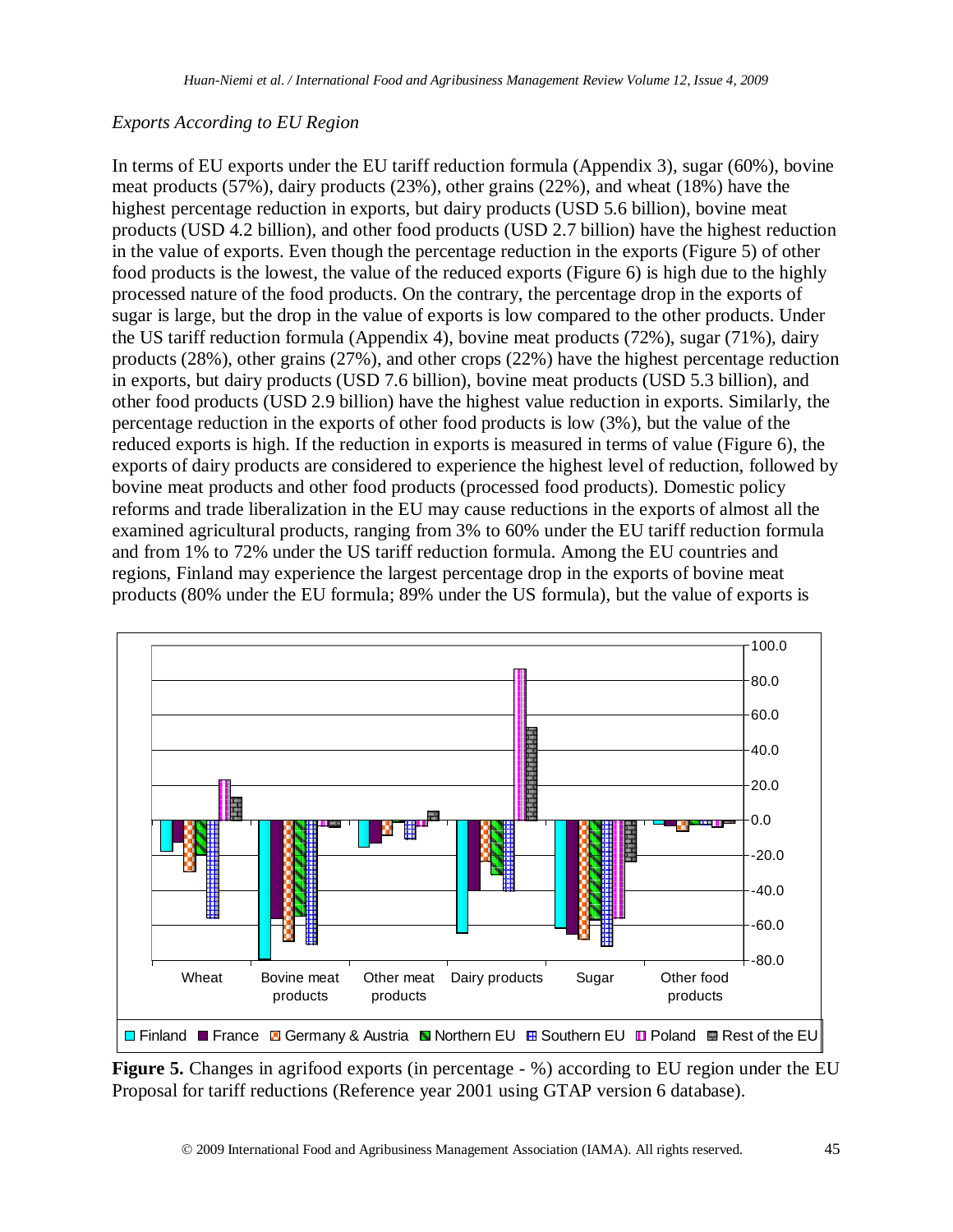*Exports According to EU Region*

In terms of EU exports under the EU tariff reduction formula (Appendix 3), sugar (60%), bovine meat products (57%), dairy products (23%), other grains (22%), and wheat (18%) have the highest percentage reduction in exports, but dairy products (USD 5.6 billion), bovine meat products (USD 4.2 billion), and other food products (USD 2.7 billion) have the highest reduction in the value of exports. Even though the percentage reduction in the exports (Figure 5) of other food products is the lowest, the value of the reduced exports (Figure 6) is high due to the highly processed nature of the food products. On the contrary, the percentage drop in the exports of sugar is large, but the drop in the value of exports is low compared to the other products. Under the US tariff reduction formula (Appendix 4), bovine meat products (72%), sugar (71%), dairy products (28%), other grains (27%), and other crops (22%) have the highest percentage reduction in exports, but dairy products (USD 7.6 billion), bovine meat products (USD 5.3 billion), and other food products (USD 2.9 billion) have the highest value reduction in exports. Similarly, the percentage reduction in the exports of other food products is low (3%), but the value of the reduced exports is high. If the reduction in exports is measured in terms of value (Figure 6), the exports of dairy products are considered to experience the highest level of reduction, followed by bovine meat products and other food products (processed food products). Domestic policy reforms and trade liberalization in the EU may cause reductions in the exports of almost all the examined agricultural products, ranging from 3% to 60% under the EU tariff reduction formula and from 1% to 72% under the US tariff reduction formula. Among the EU countries and regions, Finland may experience the largest percentage drop in the exports of bovine meat products (80% under the EU formula; 89% under the US formula), but the value of exports is

**Figure 5.** Changes in agrifood exports (in percentage - %) according to EU region under the EU Proposal for tariff reductions (Reference year 2001 using GTAP version 6 database).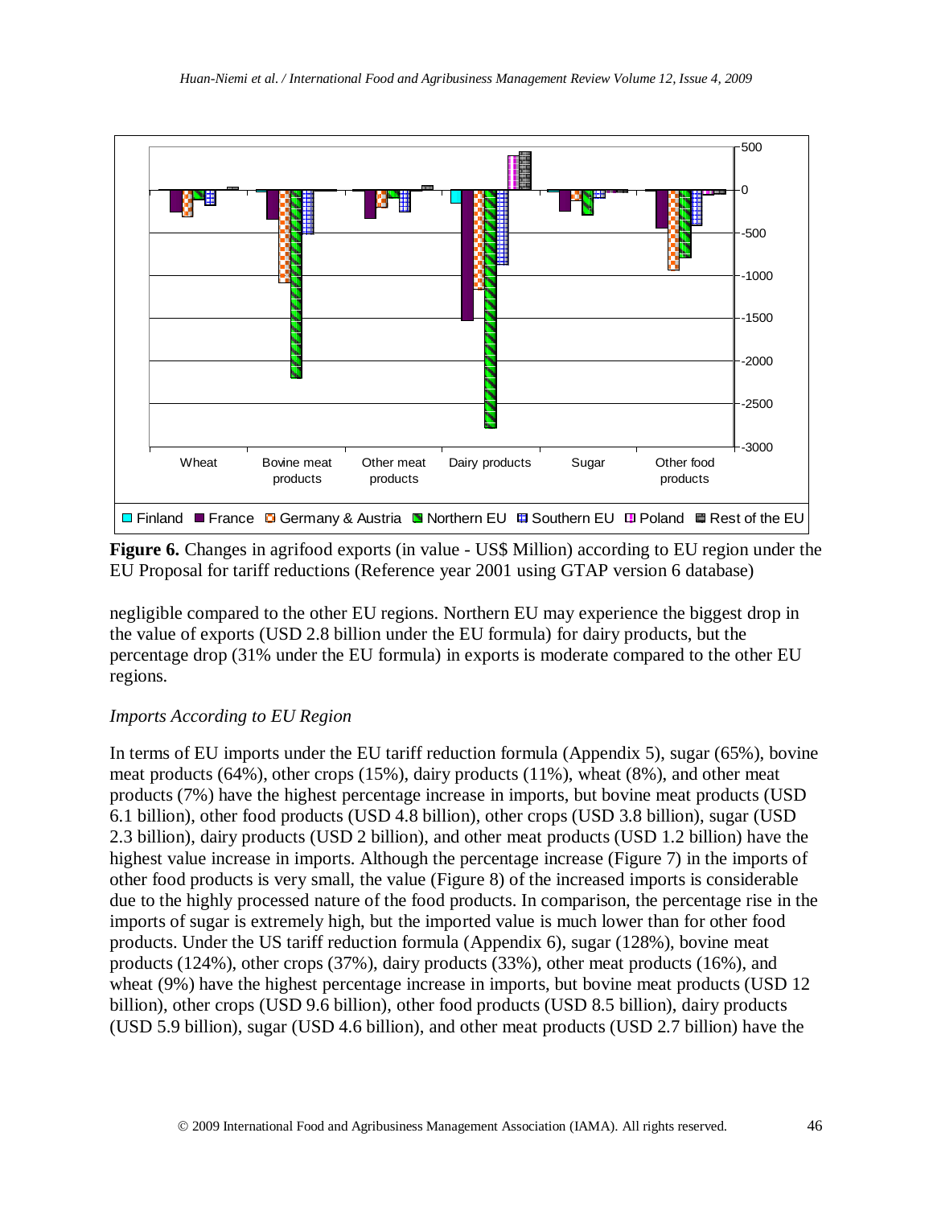**Figure 6.** Changes in agrifood exports (in value - US$ Million) according to EU region under the EU Proposal for tariff reductions (Reference year 2001 using GTAP version 6 database)

negligible compared to the other EU regions. Northern EU may experience the biggest drop in the value of exports (USD 2.8 billion under the EU formula) for dairy products, but the percentage drop (31% under the EU formula) in exports is moderate compared to the other EU regions.

### *Imports According to EU Region*

In terms of EU imports under the EU tariff reduction formula (Appendix 5), sugar (65%), bovine meat products (64%), other crops (15%), dairy products (11%), wheat (8%), and other meat products (7%) have the highest percentage increase in imports, but bovine meat products (USD 6.1 billion), other food products (USD 4.8 billion), other crops (USD 3.8 billion), sugar (USD 2.3 billion), dairy products (USD 2 billion), and other meat products (USD 1.2 billion) have the highest value increase in imports. Although the percentage increase (Figure 7) in the imports of other food products is very small, the value (Figure 8) of the increased imports is considerable due to the highly processed nature of the food products. In comparison, the percentage rise in the imports of sugar is extremely high, but the imported value is much lower than for other food products. Under the US tariff reduction formula (Appendix 6), sugar (128%), bovine meat products (124%), other crops (37%), dairy products (33%), other meat products (16%), and wheat (9%) have the highest percentage increase in imports, but bovine meat products (USD 12 billion), other crops (USD 9.6 billion), other food products (USD 8.5 billion), dairy products (USD 5.9 billion), sugar (USD 4.6 billion), and other meat products (USD 2.7 billion) have the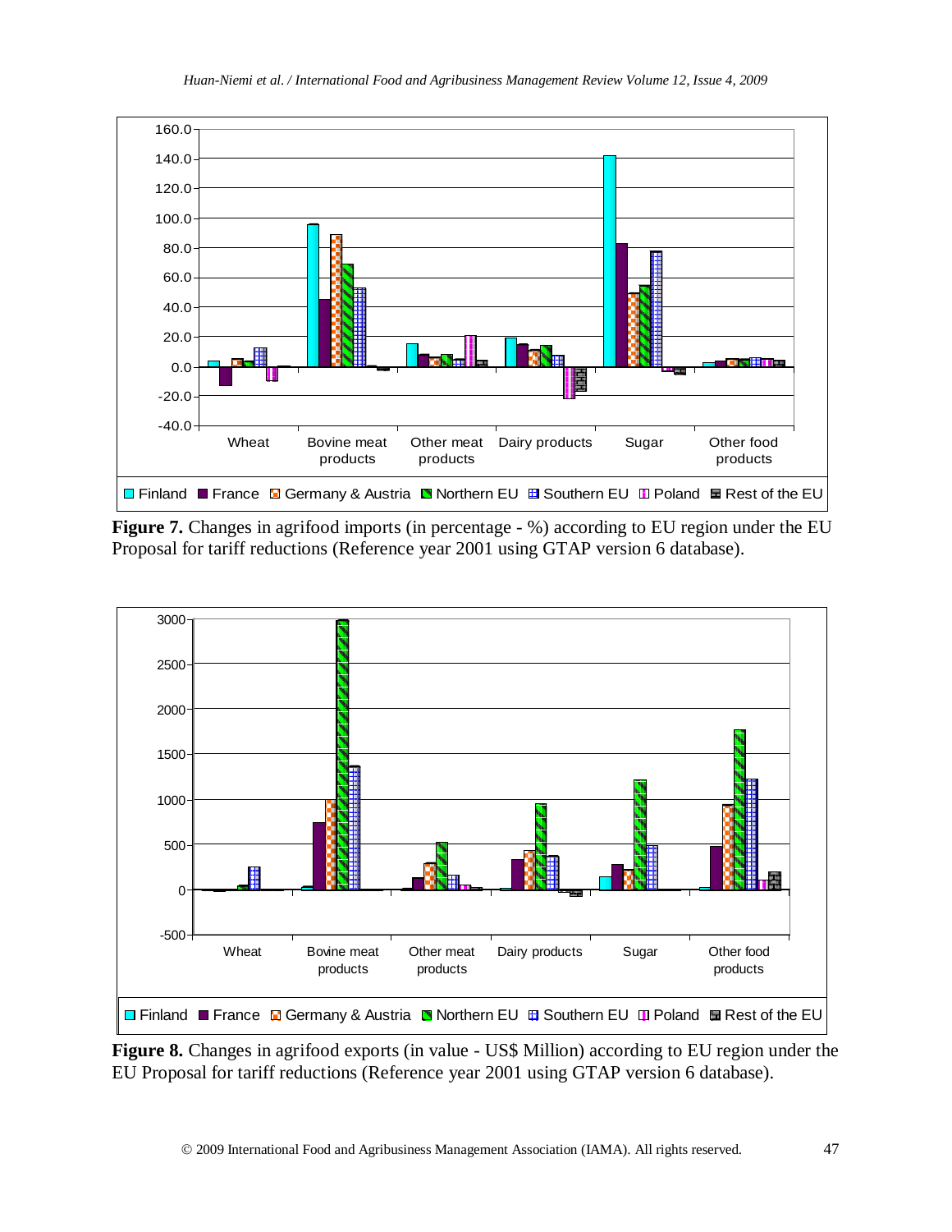**Figure 7.** Changes in agrifood imports (in percentage - %) according to EU region under the EU Proposal for tariff reductions (Reference year 2001 using GTAP version 6 database).

**Figure 8.** Changes in agrifood exports (in value - US$ Million) according to EU region under the EU Proposal for tariff reductions (Reference year 2001 using GTAP version 6 database).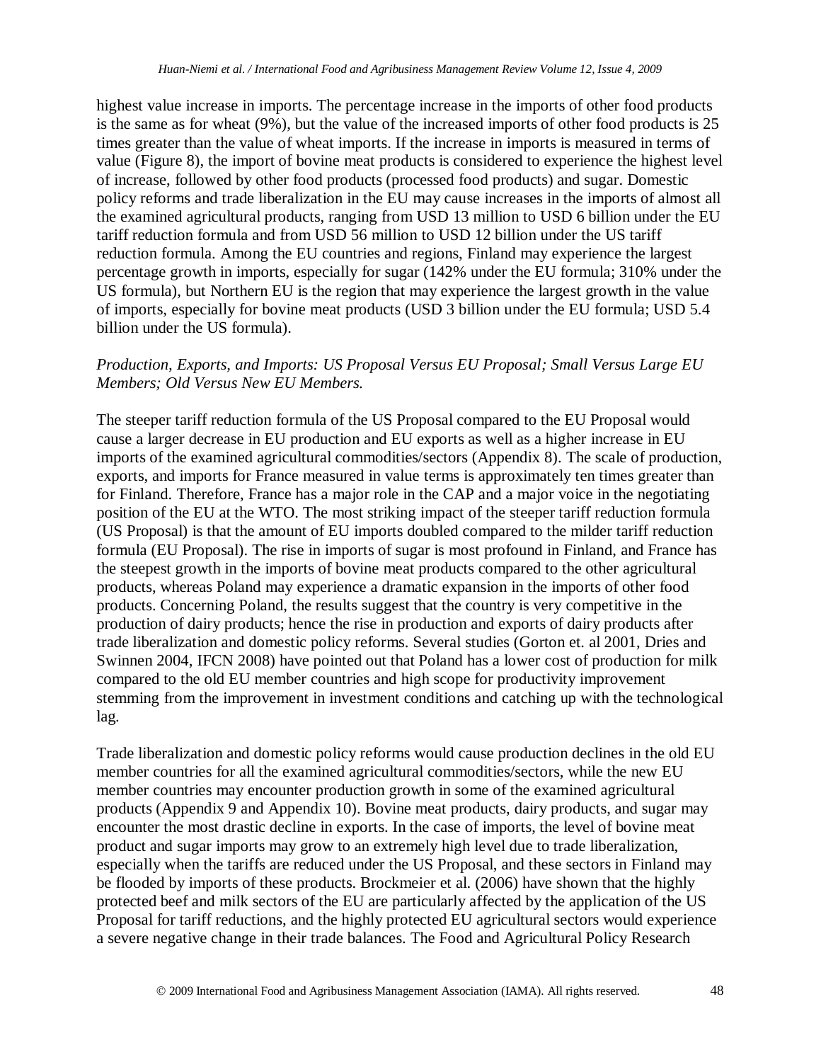highest value increase in imports. The percentage increase in the imports of other food products is the same as for wheat (9%), but the value of the increased imports of other food products is 25 times greater than the value of wheat imports. If the increase in imports is measured in terms of value (Figure 8), the import of bovine meat products is considered to experience the highest level of increase, followed by other food products (processed food products) and sugar. Domestic policy reforms and trade liberalization in the EU may cause increases in the imports of almost all the examined agricultural products, ranging from USD 13 million to USD 6 billion under the EU tariff reduction formula and from USD 56 million to USD 12 billion under the US tariff reduction formula. Among the EU countries and regions, Finland may experience the largest percentage growth in imports, especially for sugar (142% under the EU formula; 310% under the US formula), but Northern EU is the region that may experience the largest growth in the value of imports, especially for bovine meat products (USD 3 billion under the EU formula; USD 5.4 billion under the US formula).

*Production, Exports, and Imports: US Proposal Versus EU Proposal; Small Versus Large EU Members; Old Versus New EU Members.*

The steeper tariff reduction formula of the US Proposal compared to the EU Proposal would cause a larger decrease in EU production and EU exports as well as a higher increase in EU imports of the examined agricultural commodities/sectors (Appendix 8). The scale of production, exports, and imports for France measured in value terms is approximately ten times greater than for Finland. Therefore, France has a major role in the CAP and a major voice in the negotiating position of the EU at the WTO. The most striking impact of the steeper tariff reduction formula (US Proposal) is that the amount of EU imports doubled compared to the milder tariff reduction formula (EU Proposal). The rise in imports of sugar is most profound in Finland, and France has the steepest growth in the imports of bovine meat products compared to the other agricultural products, whereas Poland may experience a dramatic expansion in the imports of other food products. Concerning Poland, the results suggest that the country is very competitive in the production of dairy products; hence the rise in production and exports of dairy products after trade liberalization and domestic policy reforms. Several studies (Gorton et. al 2001, Dries and Swinnen 2004, IFCN 2008) have pointed out that Poland has a lower cost of production for milk compared to the old EU member countries and high scope for productivity improvement stemming from the improvement in investment conditions and catching up with the technological lag.

Trade liberalization and domestic policy reforms would cause production declines in the old EU member countries for all the examined agricultural commodities/sectors, while the new EU member countries may encounter production growth in some of the examined agricultural products (Appendix 9 and Appendix 10). Bovine meat products, dairy products, and sugar may encounter the most drastic decline in exports. In the case of imports, the level of bovine meat product and sugar imports may grow to an extremely high level due to trade liberalization, especially when the tariffs are reduced under the US Proposal, and these sectors in Finland may be flooded by imports of these products. Brockmeier et al. (2006) have shown that the highly protected beef and milk sectors of the EU are particularly affected by the application of the US Proposal for tariff reductions, and the highly protected EU agricultural sectors would experience a severe negative change in their trade balances. The Food and Agricultural Policy Research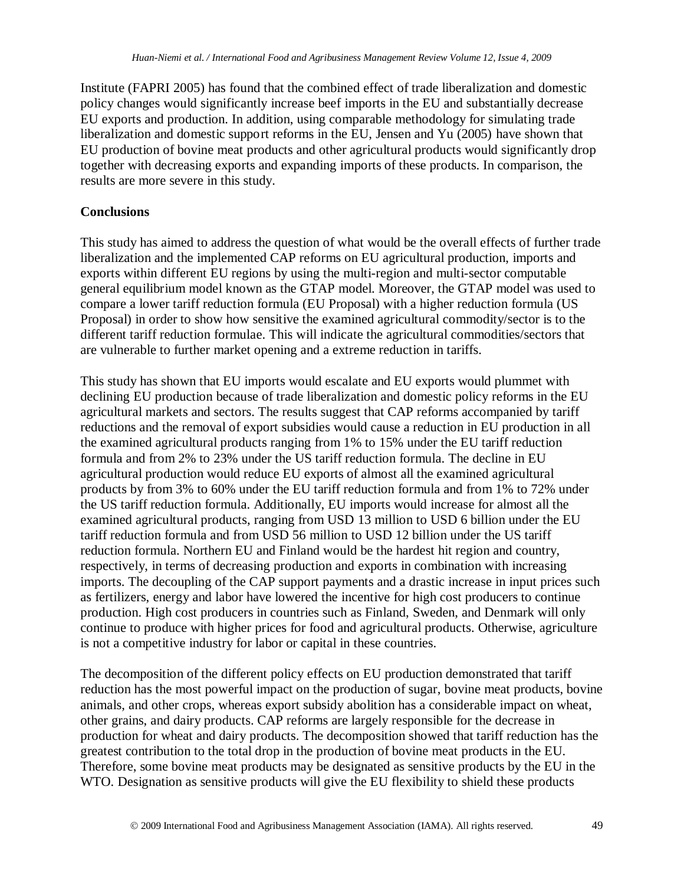Institute (FAPRI 2005) has found that the combined effect of trade liberalization and domestic policy changes would significantly increase beef imports in the EU and substantially decrease EU exports and production. In addition, using comparable methodology for simulating trade liberalization and domestic support reforms in the EU, Jensen and Yu (2005) have shown that EU production of bovine meat products and other agricultural products would significantly drop together with decreasing exports and expanding imports of these products. In comparison, the results are more severe in this study.

## Conclusions

This study has aimed to address the question of what would be the overall effects of further trade liberalization and the implemented CAP reforms on EU agricultural production, imports and exports within different EU regions by using the multi-region and multi-sector computable general equilibrium model known as the GTAP model. Moreover, the GTAP model was used to compare a lower tariff reduction formula (EU Proposal) with a higher reduction formula (US Proposal) in order to show how sensitive the examined agricultural commodity/sector is to the different tariff reduction formulae. This will indicate the agricultural commodities/sectors that are vulnerable to further market opening and a extreme reduction in tariffs.

This study has shown that EU imports would escalate and EU exports would plummet with declining EU production because of trade liberalization and domestic policy reforms in the EU agricultural markets and sectors. The results suggest that CAP reforms accompanied by tariff reductions and the removal of export subsidies would cause a reduction in EU production in all the examined agricultural products ranging from 1% to 15% under the EU tariff reduction formula and from 2% to 23% under the US tariff reduction formula. The decline in EU agricultural production would reduce EU exports of almost all the examined agricultural products by from 3% to 60% under the EU tariff reduction formula and from 1% to 72% under the US tariff reduction formula. Additionally, EU imports would increase for almost all the examined agricultural products, ranging from USD 13 million to USD 6 billion under the EU tariff reduction formula and from USD 56 million to USD 12 billion under the US tariff reduction formula. Northern EU and Finland would be the hardest hit region and country, respectively, in terms of decreasing production and exports in combination with increasing imports. The decoupling of the CAP support payments and a drastic increase in input prices such as fertilizers, energy and labor have lowered the incentive for high cost producers to continue production. High cost producers in countries such as Finland, Sweden, and Denmark will only continue to produce with higher prices for food and agricultural products. Otherwise, agriculture is not a competitive industry for labor or capital in these countries.

The decomposition of the different policy effects on EU production demonstrated that tariff reduction has the most powerful impact on the production of sugar, bovine meat products, bovine animals, and other crops, whereas export subsidy abolition has a considerable impact on wheat, other grains, and dairy products. CAP reforms are largely responsible for the decrease in production for wheat and dairy products. The decomposition showed that tariff reduction has the greatest contribution to the total drop in the production of bovine meat products in the EU. Therefore, some bovine meat products may be designated as sensitive products by the EU in the WTO. Designation as sensitive products will give the EU flexibility to shield these products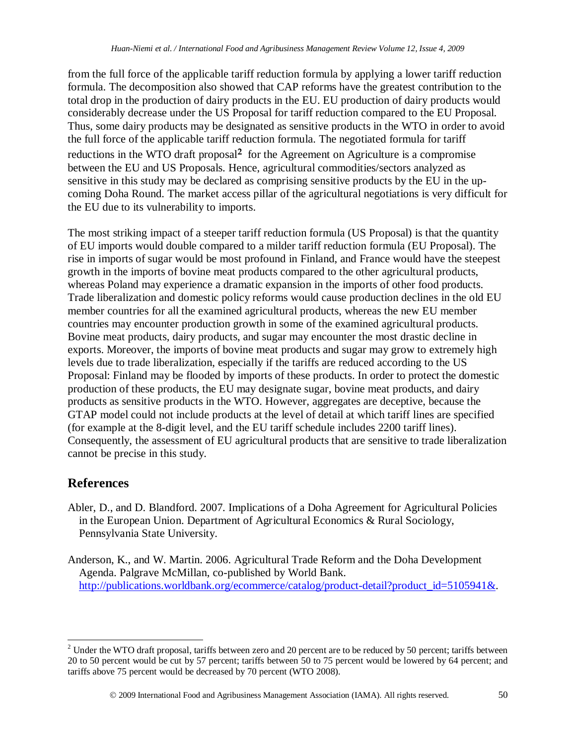from the full force of the applicable tariff reduction formula by applying a lower tariff reduction formula. The decomposition also showed that CAP reforms have the greatest contribution to the total drop in the production of dairy products in the EU. EU production of dairy products would considerably decrease under the US Proposal for tariff reduction compared to the EU Proposal. Thus, some dairy products may be designated as sensitive products in the WTO in order to avoid the full force of the applicable tariff reduction formula. The negotiated formula for tariff reductions in the WTO draft proposal[2] for the Agreement on Agriculture is a compromise between the EU and US Proposals. Hence, agricultural commodities/sectors analyzed as sensitive in this study may be declared as comprising sensitive products by the EU in the up-coming Doha Round. The market access pillar of the agricultural negotiations is very difficult for the EU due to its vulnerability to imports.

The most striking impact of a steeper tariff reduction formula (US Proposal) is that the quantity of EU imports would double compared to a milder tariff reduction formula (EU Proposal). The rise in imports of sugar would be most profound in Finland, and France would have the steepest growth in the imports of bovine meat products compared to the other agricultural products, whereas Poland may experience a dramatic expansion in the imports of other food products. Trade liberalization and domestic policy reforms would cause production declines in the old EU member countries for all the examined agricultural products, whereas the new EU member countries may encounter production growth in some of the examined agricultural products. Bovine meat products, dairy products, and sugar may encounter the most drastic decline in exports. Moreover, the imports of bovine meat products and sugar may grow to extremely high levels due to trade liberalization, especially if the tariffs are reduced according to the US Proposal: Finland may be flooded by imports of these products. In order to protect the domestic production of these products, the EU may designate sugar, bovine meat products, and dairy products as sensitive products in the WTO. However, aggregates are deceptive, because the GTAP model could not include products at the level of detail at which tariff lines are specified (for example at the 8-digit level, and the EU tariff schedule includes 2200 tariff lines). Consequently, the assessment of EU agricultural products that are sensitive to trade liberalization cannot be precise in this study.

## References

Abler, D., and D. Blandford. 2007. Implications of a Doha Agreement for Agricultural Policies in the European Union. Department of Agricultural Economics & Rural Sociology, Pennsylvania State University.

Anderson, K., and W. Martin. 2006. Agricultural Trade Reform and the Doha Development Agenda. Palgrave McMillan, co-published by World Bank. http://publications.worldbank.org/ecommerce/catalog/product-detail?product_id=5105941&.

---

[2] Under the WTO draft proposal, tariffs between zero and 20 percent are to be reduced by 50 percent; tariffs between 20 to 50 percent would be cut by 57 percent; tariffs between 50 to 75 percent would be lowered by 64 percent; and tariffs above 75 percent would be decreased by 70 percent (WTO 2008).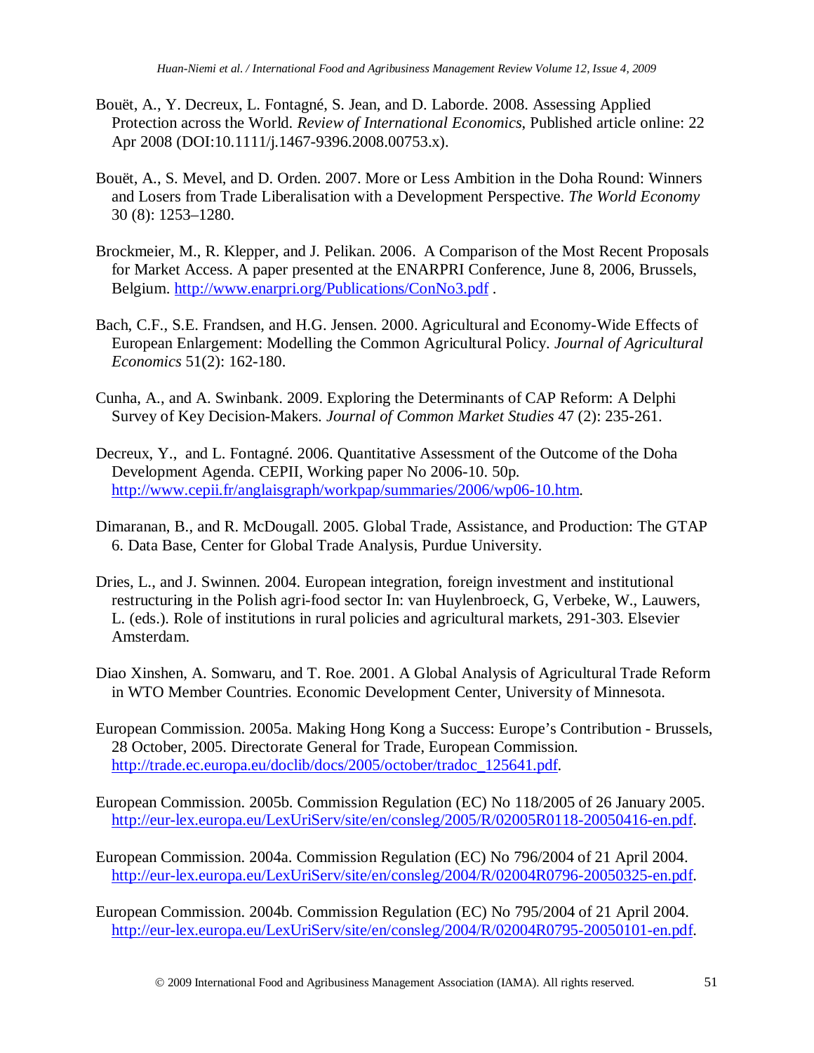Bouët, A., Y. Decreux, L. Fontagné, S. Jean, and D. Laborde. 2008. Assessing Applied Protection across the World. *Review of International Economics*, Published article online: 22 Apr 2008 (DOI:10.1111/j.1467-9396.2008.00753.x).

Bouët, A., S. Mevel, and D. Orden. 2007. More or Less Ambition in the Doha Round: Winners and Losers from Trade Liberalisation with a Development Perspective. *The World Economy* 30 (8): 1253–1280.

Brockmeier, M., R. Klepper, and J. Pelikan. 2006. A Comparison of the Most Recent Proposals for Market Access. A paper presented at the ENARPRI Conference, June 8, 2006, Brussels, Belgium. http://www.enarpri.org/Publications/ConNo3.pdf .

Bach, C.F., S.E. Frandsen, and H.G. Jensen. 2000. Agricultural and Economy-Wide Effects of European Enlargement: Modelling the Common Agricultural Policy. *Journal of Agricultural Economics* 51(2): 162-180.

Cunha, A., and A. Swinbank. 2009. Exploring the Determinants of CAP Reform: A Delphi Survey of Key Decision-Makers. *Journal of Common Market Studies* 47 (2): 235-261.

Decreux, Y., and L. Fontagné. 2006. Quantitative Assessment of the Outcome of the Doha Development Agenda. CEPII, Working paper No 2006-10. 50p. http://www.cepii.fr/anglaisgraph/workpap/summaries/2006/wp06-10.htm.

Dimaranan, B., and R. McDougall. 2005. Global Trade, Assistance, and Production: The GTAP 6. Data Base, Center for Global Trade Analysis, Purdue University.

Dries, L., and J. Swinnen. 2004. European integration, foreign investment and institutional restructuring in the Polish agri-food sector In: van Huylenbroeck, G, Verbeke, W., Lauwers, L. (eds.). Role of institutions in rural policies and agricultural markets, 291-303. Elsevier Amsterdam.

Diao Xinshen, A. Somwaru, and T. Roe. 2001. A Global Analysis of Agricultural Trade Reform in WTO Member Countries. Economic Development Center, University of Minnesota.

European Commission. 2005a. Making Hong Kong a Success: Europe's Contribution - Brussels, 28 October, 2005. Directorate General for Trade, European Commission. http://trade.ec.europa.eu/doclib/docs/2005/october/tradoc_125641.pdf.

European Commission. 2005b. Commission Regulation (EC) No 118/2005 of 26 January 2005. http://eur-lex.europa.eu/LexUriServ/site/en/consleg/2005/R/02005R0118-20050416-en.pdf.

European Commission. 2004a. Commission Regulation (EC) No 796/2004 of 21 April 2004. http://eur-lex.europa.eu/LexUriServ/site/en/consleg/2004/R/02004R0796-20050325-en.pdf.

European Commission. 2004b. Commission Regulation (EC) No 795/2004 of 21 April 2004. http://eur-lex.europa.eu/LexUriServ/site/en/consleg/2004/R/02004R0795-20050101-en.pdf.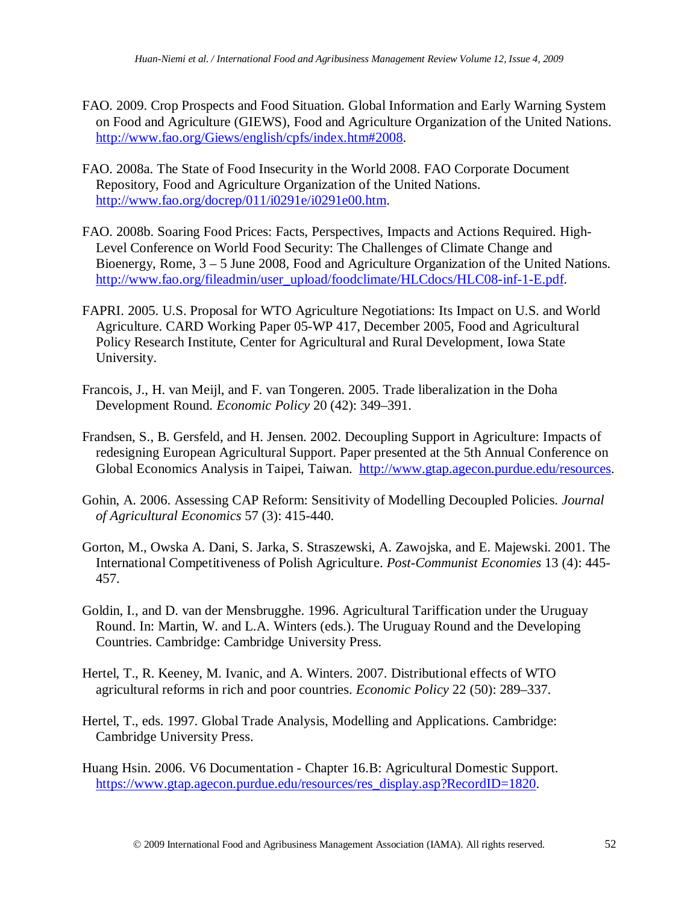FAO. 2009. Crop Prospects and Food Situation. Global Information and Early Warning System on Food and Agriculture (GIEWS), Food and Agriculture Organization of the United Nations. http://www.fao.org/Giews/english/cpfs/index.htm#2008.

FAO. 2008a. The State of Food Insecurity in the World 2008. FAO Corporate Document Repository, Food and Agriculture Organization of the United Nations. http://www.fao.org/docrep/011/i0291e/i0291e00.htm.

FAO. 2008b. Soaring Food Prices: Facts, Perspectives, Impacts and Actions Required. High-Level Conference on World Food Security: The Challenges of Climate Change and Bioenergy, Rome, 3 – 5 June 2008, Food and Agriculture Organization of the United Nations. http://www.fao.org/fileadmin/user_upload/foodclimate/HLCdocs/HLC08-inf-1-E.pdf.

FAPRI. 2005. U.S. Proposal for WTO Agriculture Negotiations: Its Impact on U.S. and World Agriculture. CARD Working Paper 05-WP 417, December 2005, Food and Agricultural Policy Research Institute, Center for Agricultural and Rural Development, Iowa State University.

Francois, J., H. van Meijl, and F. van Tongeren. 2005. Trade liberalization in the Doha Development Round. *Economic Policy* 20 (42): 349–391.

Frandsen, S., B. Gersfeld, and H. Jensen. 2002. Decoupling Support in Agriculture: Impacts of redesigning European Agricultural Support. Paper presented at the 5th Annual Conference on Global Economics Analysis in Taipei, Taiwan. http://www.gtap.agecon.purdue.edu/resources.

Gohin, A. 2006. Assessing CAP Reform: Sensitivity of Modelling Decoupled Policies. *Journal of Agricultural Economics* 57 (3): 415-440.

Gorton, M., Owska A. Dani, S. Jarka, S. Straszewski, A. Zawojska, and E. Majewski. 2001. The International Competitiveness of Polish Agriculture. *Post-Communist Economies* 13 (4): 445-457.

Goldin, I., and D. van der Mensbrugghe. 1996. Agricultural Tariffication under the Uruguay Round. In: Martin, W. and L.A. Winters (eds.). The Uruguay Round and the Developing Countries. Cambridge: Cambridge University Press.

Hertel, T., R. Keeney, M. Ivanic, and A. Winters. 2007. Distributional effects of WTO agricultural reforms in rich and poor countries. *Economic Policy* 22 (50): 289–337.

Hertel, T., eds. 1997. Global Trade Analysis, Modelling and Applications. Cambridge: Cambridge University Press.

Huang Hsin. 2006. V6 Documentation - Chapter 16.B: Agricultural Domestic Support. https://www.gtap.agecon.purdue.edu/resources/res_display.asp?RecordID=1820.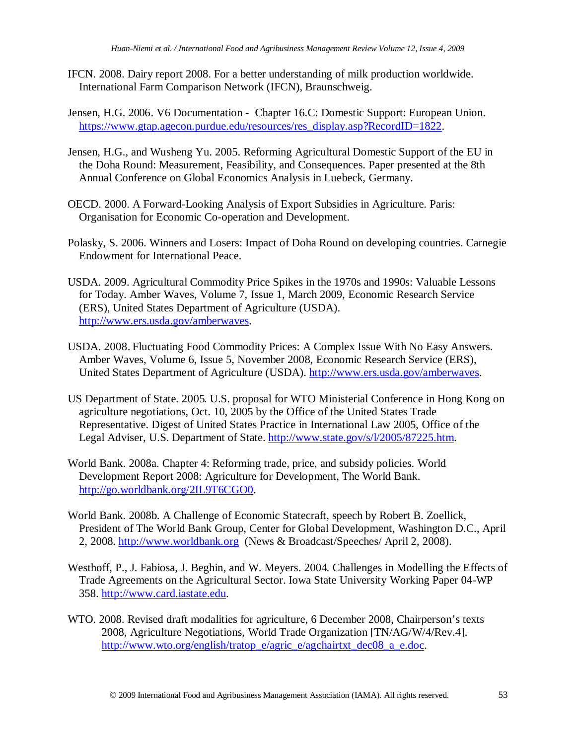IFCN. 2008. Dairy report 2008. For a better understanding of milk production worldwide. International Farm Comparison Network (IFCN), Braunschweig.

Jensen, H.G. 2006. V6 Documentation - Chapter 16.C: Domestic Support: European Union. https://www.gtap.agecon.purdue.edu/resources/res_display.asp?RecordID=1822.

Jensen, H.G., and Wusheng Yu. 2005. Reforming Agricultural Domestic Support of the EU in the Doha Round: Measurement, Feasibility, and Consequences. Paper presented at the 8th Annual Conference on Global Economics Analysis in Luebeck, Germany.

OECD. 2000. A Forward-Looking Analysis of Export Subsidies in Agriculture. Paris: Organisation for Economic Co-operation and Development.

Polasky, S. 2006. Winners and Losers: Impact of Doha Round on developing countries. Carnegie Endowment for International Peace.

USDA. 2009. Agricultural Commodity Price Spikes in the 1970s and 1990s: Valuable Lessons for Today. Amber Waves, Volume 7, Issue 1, March 2009, Economic Research Service (ERS), United States Department of Agriculture (USDA). http://www.ers.usda.gov/amberwaves.

USDA. 2008. Fluctuating Food Commodity Prices: A Complex Issue With No Easy Answers. Amber Waves, Volume 6, Issue 5, November 2008, Economic Research Service (ERS), United States Department of Agriculture (USDA). http://www.ers.usda.gov/amberwaves.

US Department of State. 2005. U.S. proposal for WTO Ministerial Conference in Hong Kong on agriculture negotiations, Oct. 10, 2005 by the Office of the United States Trade Representative. Digest of United States Practice in International Law 2005, Office of the Legal Adviser, U.S. Department of State. http://www.state.gov/s/l/2005/87225.htm.

World Bank. 2008a. Chapter 4: Reforming trade, price, and subsidy policies. World Development Report 2008: Agriculture for Development, The World Bank. http://go.worldbank.org/2IL9T6CGO0.

World Bank. 2008b. A Challenge of Economic Statecraft, speech by Robert B. Zoellick, President of The World Bank Group, Center for Global Development, Washington D.C., April 2, 2008. http://www.worldbank.org (News & Broadcast/Speeches/ April 2, 2008).

Westhoff, P., J. Fabiosa, J. Beghin, and W. Meyers. 2004. Challenges in Modelling the Effects of Trade Agreements on the Agricultural Sector. Iowa State University Working Paper 04-WP 358. http://www.card.iastate.edu.

WTO. 2008. Revised draft modalities for agriculture, 6 December 2008, Chairperson's texts 2008, Agriculture Negotiations, World Trade Organization [TN/AG/W/4/Rev.4]. http://www.wto.org/english/tratop_e/agric_e/agchairtxt_dec08_a_e.doc.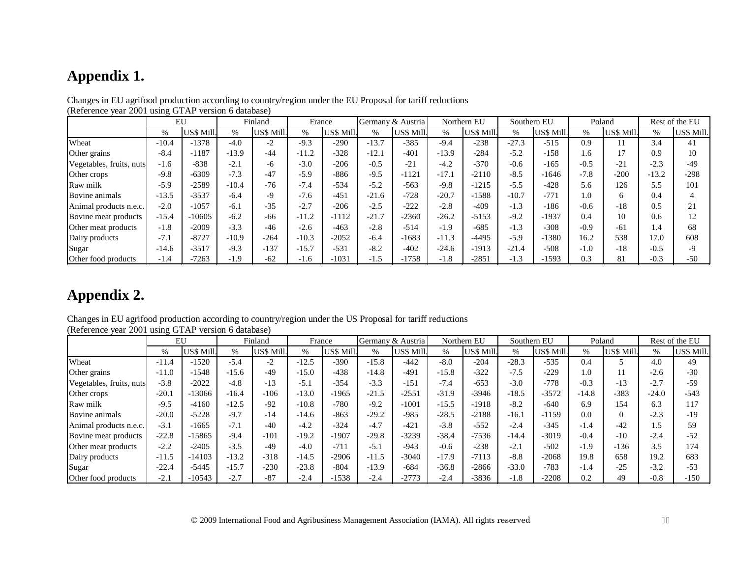# Appendix 1.

Changes in EU agrifood production according to country/region under the EU Proposal for tariff reductions
(Reference year 2001 using GTAP version 6 database)

| | EU | | Finland | | France | | Germany & Austria | | Northern EU | | Southern EU | | Poland | | Rest of the EU | |
|---|---|---|---|---|---|---|---|---|---|---|---|---|---|---|---|---|
| | % | US$ Mill. | % | US$ Mill. | % | US$ Mill. | % | US$ Mill. | % | US$ Mill. | % | US$ Mill. | % | US$ Mill. | % | US$ Mill. |
| Wheat | -10.4 | -1378 | -4.0 | -2 | -9.3 | -290 | -13.7 | -385 | -9.4 | -238 | -27.3 | -515 | 0.9 | 11 | 3.4 | 41 |
| Other grains | -8.4 | -1187 | -13.9 | -44 | -11.2 | -328 | -12.1 | -401 | -13.9 | -284 | -5.2 | -158 | 1.6 | 17 | 0.9 | 10 |
| Vegetables, fruits, nuts | -1.6 | -838 | -2.1 | -6 | -3.0 | -206 | -0.5 | -21 | -4.2 | -370 | -0.6 | -165 | -0.5 | -21 | -2.3 | -49 |
| Other crops | -9.8 | -6309 | -7.3 | -47 | -5.9 | -886 | -9.5 | -1121 | -17.1 | -2110 | -8.5 | -1646 | -7.8 | -200 | -13.2 | -298 |
| Raw milk | -5.9 | -2589 | -10.4 | -76 | -7.4 | -534 | -5.2 | -563 | -9.8 | -1215 | -5.5 | -428 | 5.6 | 126 | 5.5 | 101 |
| Bovine animals | -13.5 | -3537 | -6.4 | -9 | -7.6 | -451 | -21.6 | -728 | -20.7 | -1588 | -10.7 | -771 | 1.0 | 6 | 0.4 | 4 |
| Animal products n.e.c. | -2.0 | -1057 | -6.1 | -35 | -2.7 | -206 | -2.5 | -222 | -2.8 | -409 | -1.3 | -186 | -0.6 | -18 | 0.5 | 21 |
| Bovine meat products | -15.4 | -10605 | -6.2 | -66 | -11.2 | -1112 | -21.7 | -2360 | -26.2 | -5153 | -9.2 | -1937 | 0.4 | 10 | 0.6 | 12 |
| Other meat products | -1.8 | -2009 | -3.3 | -46 | -2.6 | -463 | -2.8 | -514 | -1.9 | -685 | -1.3 | -308 | -0.9 | -61 | 1.4 | 68 |
| Dairy products | -7.1 | -8727 | -10.9 | -264 | -10.3 | -2052 | -6.4 | -1683 | -11.3 | -4495 | -5.9 | -1380 | 16.2 | 538 | 17.0 | 608 |
| Sugar | -14.6 | -3517 | -9.3 | -137 | -15.7 | -531 | -8.2 | -402 | -24.6 | -1913 | -21.4 | -508 | -1.0 | -18 | -0.5 | -9 |
| Other food products | -1.4 | -7263 | -1.9 | -62 | -1.6 | -1031 | -1.5 | -1758 | -1.8 | -2851 | -1.3 | -1593 | 0.3 | 81 | -0.3 | -50 |

# Appendix 2.

Changes in EU agrifood production according to country/region under the US Proposal for tariff reductions
(Reference year 2001 using GTAP version 6 database)

| | EU | | Finland | | France | | Germany & Austria | | Northern EU | | Southern EU | | Poland | | Rest of the EU | |
|---|---|---|---|---|---|---|---|---|---|---|---|---|---|---|---|---|
| | % | US$ Mill. | % | US$ Mill. | % | US$ Mill. | % | US$ Mill. | % | US$ Mill. | % | US$ Mill. | % | US$ Mill. | % | US$ Mill. |
| Wheat | -11.4 | -1520 | -5.4 | -2 | -12.5 | -390 | -15.8 | -442 | -8.0 | -204 | -28.3 | -535 | 0.4 | 5 | 4.0 | 49 |
| Other grains | -11.0 | -1548 | -15.6 | -49 | -15.0 | -438 | -14.8 | -491 | -15.8 | -322 | -7.5 | -229 | 1.0 | 11 | -2.6 | -30 |
| Vegetables, fruits, nuts | -3.8 | -2022 | -4.8 | -13 | -5.1 | -354 | -3.3 | -151 | -7.4 | -653 | -3.0 | -778 | -0.3 | -13 | -2.7 | -59 |
| Other crops | -20.1 | -13066 | -16.4 | -106 | -13.0 | -1965 | -21.5 | -2551 | -31.9 | -3946 | -18.5 | -3572 | -14.8 | -383 | -24.0 | -543 |
| Raw milk | -9.5 | -4160 | -12.5 | -92 | -10.8 | -780 | -9.2 | -1001 | -15.5 | -1918 | -8.2 | -640 | 6.9 | 154 | 6.3 | 117 |
| Bovine animals | -20.0 | -5228 | -9.7 | -14 | -14.6 | -863 | -29.2 | -985 | -28.5 | -2188 | -16.1 | -1159 | 0.0 | 0 | -2.3 | -19 |
| Animal products n.e.c. | -3.1 | -1665 | -7.1 | -40 | -4.2 | -324 | -4.7 | -421 | -3.8 | -552 | -2.4 | -345 | -1.4 | -42 | 1.5 | 59 |
| Bovine meat products | -22.8 | -15865 | -9.4 | -101 | -19.2 | -1907 | -29.8 | -3239 | -38.4 | -7536 | -14.4 | -3019 | -0.4 | -10 | -2.4 | -52 |
| Other meat products | -2.2 | -2405 | -3.5 | -49 | -4.0 | -711 | -5.1 | -943 | -0.6 | -238 | -2.1 | -502 | -1.9 | -136 | 3.5 | 174 |
| Dairy products | -11.5 | -14103 | -13.2 | -318 | -14.5 | -2906 | -11.5 | -3040 | -17.9 | -7113 | -8.8 | -2068 | 19.8 | 658 | 19.2 | 683 |
| Sugar | -22.4 | -5445 | -15.7 | -230 | -23.8 | -804 | -13.9 | -684 | -36.8 | -2866 | -33.0 | -783 | -1.4 | -25 | -3.2 | -53 |
| Other food products | -2.1 | -10543 | -2.7 | -87 | -2.4 | -1538 | -2.4 | -2773 | -2.4 | -3836 | -1.8 | -2208 | 0.2 | 49 | -0.8 | -150 |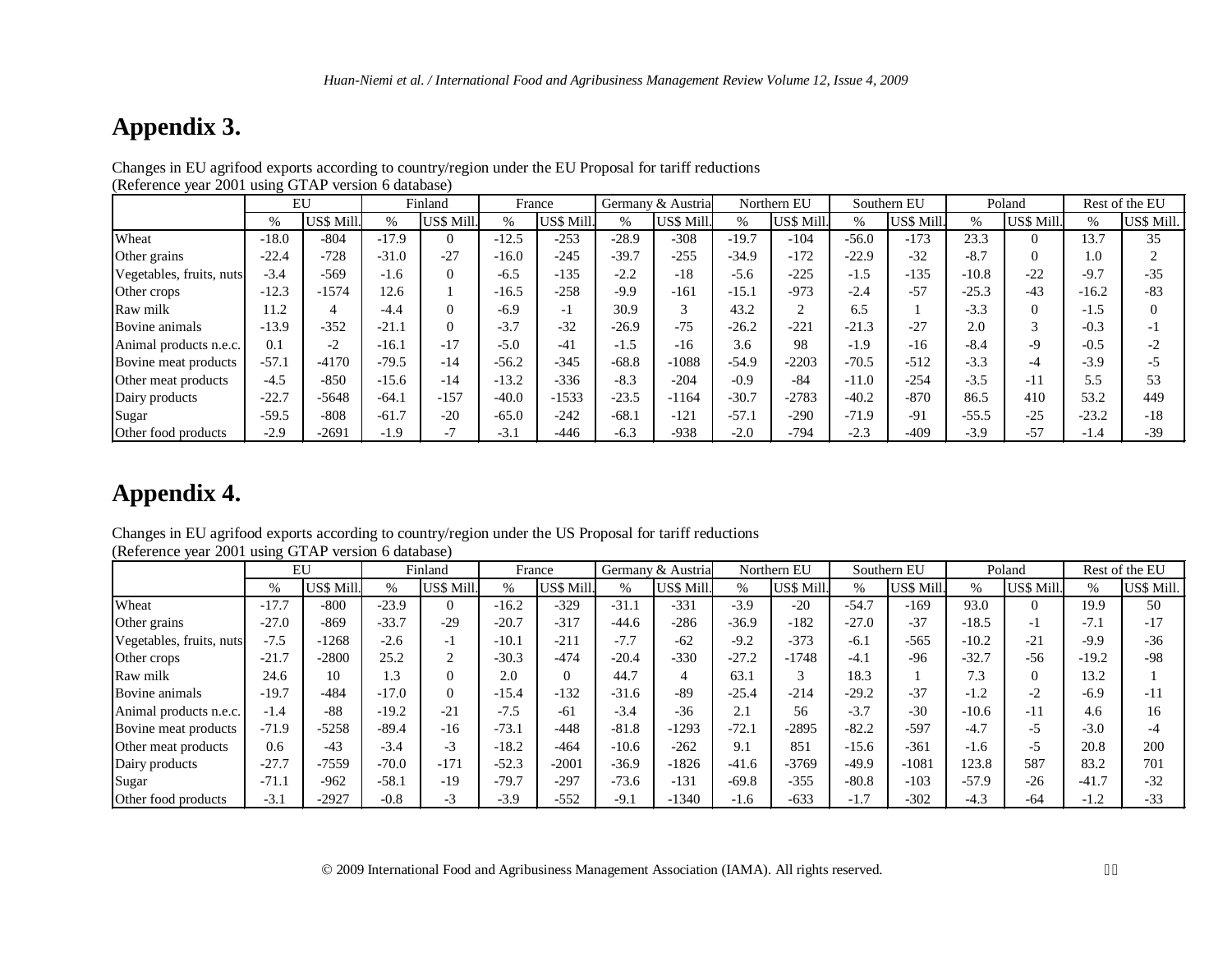# Appendix 3.

Changes in EU agrifood exports according to country/region under the EU Proposal for tariff reductions
(Reference year 2001 using GTAP version 6 database)

| | EU | | Finland | | France | | Germany & Austria | | Northern EU | | Southern EU | | Poland | | Rest of the EU | |
|---|---|---|---|---|---|---|---|---|---|---|---|---|---|---|---|---|
| | % | US$ Mill. | % | US$ Mill. | % | US$ Mill. | % | US$ Mill. | % | US$ Mill. | % | US$ Mill. | % | US$ Mill. | % | US$ Mill. |
| Wheat | -18.0 | -804 | -17.9 | 0 | -12.5 | -253 | -28.9 | -308 | -19.7 | -104 | -56.0 | -173 | 23.3 | 0 | 13.7 | 35 |
| Other grains | -22.4 | -728 | -31.0 | -27 | -16.0 | -245 | -39.7 | -255 | -34.9 | -172 | -22.9 | -32 | -8.7 | 0 | 1.0 | 2 |
| Vegetables, fruits, nuts | -3.4 | -569 | -1.6 | 0 | -6.5 | -135 | -2.2 | -18 | -5.6 | -225 | -1.5 | -135 | -10.8 | -22 | -9.7 | -35 |
| Other crops | -12.3 | -1574 | 12.6 | 1 | -16.5 | -258 | -9.9 | -161 | -15.1 | -973 | -2.4 | -57 | -25.3 | -43 | -16.2 | -83 |
| Raw milk | 11.2 | 4 | -4.4 | 0 | -6.9 | -1 | 30.9 | 3 | 43.2 | 2 | 6.5 | 1 | -3.3 | 0 | -1.5 | 0 |
| Bovine animals | -13.9 | -352 | -21.1 | 0 | -3.7 | -32 | -26.9 | -75 | -26.2 | -221 | -21.3 | -27 | 2.0 | 3 | -0.3 | -1 |
| Animal products n.e.c. | 0.1 | -2 | -16.1 | -17 | -5.0 | -41 | -1.5 | -16 | 3.6 | 98 | -1.9 | -16 | -8.4 | -9 | -0.5 | -2 |
| Bovine meat products | -57.1 | -4170 | -79.5 | -14 | -56.2 | -345 | -68.8 | -1088 | -54.9 | -2203 | -70.5 | -512 | -3.3 | -4 | -3.9 | -5 |
| Other meat products | -4.5 | -850 | -15.6 | -14 | -13.2 | -336 | -8.3 | -204 | -0.9 | -84 | -11.0 | -254 | -3.5 | -11 | 5.5 | 53 |
| Dairy products | -22.7 | -5648 | -64.1 | -157 | -40.0 | -1533 | -23.5 | -1164 | -30.7 | -2783 | -40.2 | -870 | 86.5 | 410 | 53.2 | 449 |
| Sugar | -59.5 | -808 | -61.7 | -20 | -65.0 | -242 | -68.1 | -121 | -57.1 | -290 | -71.9 | -91 | -55.5 | -25 | -23.2 | -18 |
| Other food products | -2.9 | -2691 | -1.9 | -7 | -3.1 | -446 | -6.3 | -938 | -2.0 | -794 | -2.3 | -409 | -3.9 | -57 | -1.4 | -39 |

# Appendix 4.

Changes in EU agrifood exports according to country/region under the US Proposal for tariff reductions
(Reference year 2001 using GTAP version 6 database)

| | EU | | Finland | | France | | Germany & Austria | | Northern EU | | Southern EU | | Poland | | Rest of the EU | |
|---|---|---|---|---|---|---|---|---|---|---|---|---|---|---|---|---|
| | % | US$ Mill. | % | US$ Mill. | % | US$ Mill. | % | US$ Mill. | % | US$ Mill. | % | US$ Mill. | % | US$ Mill. | % | US$ Mill. |
| Wheat | -17.7 | -800 | -23.9 | 0 | -16.2 | -329 | -31.1 | -331 | -3.9 | -20 | -54.7 | -169 | 93.0 | 0 | 19.9 | 50 |
| Other grains | -27.0 | -869 | -33.7 | -29 | -20.7 | -317 | -44.6 | -286 | -36.9 | -182 | -27.0 | -37 | -18.5 | -1 | -7.1 | -17 |
| Vegetables, fruits, nuts | -7.5 | -1268 | -2.6 | -1 | -10.1 | -211 | -7.7 | -62 | -9.2 | -373 | -6.1 | -565 | -10.2 | -21 | -9.9 | -36 |
| Other crops | -21.7 | -2800 | 25.2 | 2 | -30.3 | -474 | -20.4 | -330 | -27.2 | -1748 | -4.1 | -96 | -32.7 | -56 | -19.2 | -98 |
| Raw milk | 24.6 | 10 | 1.3 | 0 | 2.0 | 0 | 44.7 | 4 | 63.1 | 3 | 18.3 | 1 | 7.3 | 0 | 13.2 | 1 |
| Bovine animals | -19.7 | -484 | -17.0 | 0 | -15.4 | -132 | -31.6 | -89 | -25.4 | -214 | -29.2 | -37 | -1.2 | -2 | -6.9 | -11 |
| Animal products n.e.c. | -1.4 | -88 | -19.2 | -21 | -7.5 | -61 | -3.4 | -36 | 2.1 | 56 | -3.7 | -30 | -10.6 | -11 | 4.6 | 16 |
| Bovine meat products | -71.9 | -5258 | -89.4 | -16 | -73.1 | -448 | -81.8 | -1293 | -72.1 | -2895 | -82.2 | -597 | -4.7 | -5 | -3.0 | -4 |
| Other meat products | 0.6 | -43 | -3.4 | -3 | -18.2 | -464 | -10.6 | -262 | 9.1 | 851 | -15.6 | -361 | -1.6 | -5 | 20.8 | 200 |
| Dairy products | -27.7 | -7559 | -70.0 | -171 | -52.3 | -2001 | -36.9 | -1826 | -41.6 | -3769 | -49.9 | -1081 | 123.8 | 587 | 83.2 | 701 |
| Sugar | -71.1 | -962 | -58.1 | -19 | -79.7 | -297 | -73.6 | -131 | -69.8 | -355 | -80.8 | -103 | -57.9 | -26 | -41.7 | -32 |
| Other food products | -3.1 | -2927 | -0.8 | -3 | -3.9 | -552 | -9.1 | -1340 | -1.6 | -633 | -1.7 | -302 | -4.3 | -64 | -1.2 | -33 |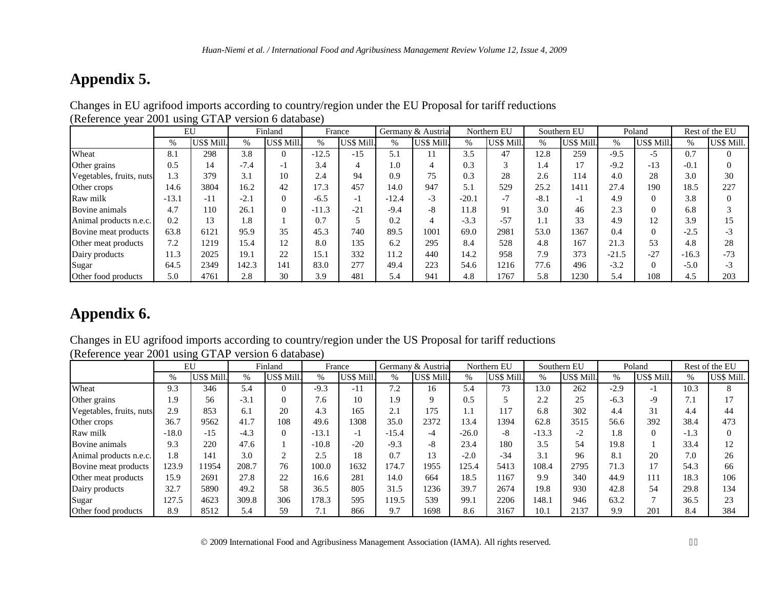## Appendix 5.

Changes in EU agrifood imports according to country/region under the EU Proposal for tariff reductions
(Reference year 2001 using GTAP version 6 database)

| | EU | | Finland | | France | | Germany & Austria | | Northern EU | | Southern EU | | Poland | | Rest of the EU | |
|---|---|---|---|---|---|---|---|---|---|---|---|---|---|---|---|---|
| | % | US$ Mill. | % | US$ Mill. | % | US$ Mill. | % | US$ Mill. | % | US$ Mill. | % | US$ Mill. | % | US$ Mill. | % | US$ Mill. |
| Wheat | 8.1 | 298 | 3.8 | 0 | -12.5 | -15 | 5.1 | 11 | 3.5 | 47 | 12.8 | 259 | -9.5 | -5 | 0.7 | 0 |
| Other grains | 0.5 | 14 | -7.4 | -1 | 3.4 | 4 | 1.0 | 4 | 0.3 | 3 | 1.4 | 17 | -9.2 | -13 | -0.1 | 0 |
| Vegetables, fruits, nuts | 1.3 | 379 | 3.1 | 10 | 2.4 | 94 | 0.9 | 75 | 0.3 | 28 | 2.6 | 114 | 4.0 | 28 | 3.0 | 30 |
| Other crops | 14.6 | 3804 | 16.2 | 42 | 17.3 | 457 | 14.0 | 947 | 5.1 | 529 | 25.2 | 1411 | 27.4 | 190 | 18.5 | 227 |
| Raw milk | -13.1 | -11 | -2.1 | 0 | -6.5 | -1 | -12.4 | -3 | -20.1 | -7 | -8.1 | -1 | 4.9 | 0 | 3.8 | 0 |
| Bovine animals | 4.7 | 110 | 26.1 | 0 | -11.3 | -21 | -9.4 | -8 | 11.8 | 91 | 3.0 | 46 | 2.3 | 0 | 6.8 | 3 |
| Animal products n.e.c. | 0.2 | 13 | 1.8 | 1 | 0.7 | 5 | 0.2 | 4 | -3.3 | -57 | 1.1 | 33 | 4.9 | 12 | 3.9 | 15 |
| Bovine meat products | 63.8 | 6121 | 95.9 | 35 | 45.3 | 740 | 89.5 | 1001 | 69.0 | 2981 | 53.0 | 1367 | 0.4 | 0 | -2.5 | -3 |
| Other meat products | 7.2 | 1219 | 15.4 | 12 | 8.0 | 135 | 6.2 | 295 | 8.4 | 528 | 4.8 | 167 | 21.3 | 53 | 4.8 | 28 |
| Dairy products | 11.3 | 2025 | 19.1 | 22 | 15.1 | 332 | 11.2 | 440 | 14.2 | 958 | 7.9 | 373 | -21.5 | -27 | -16.3 | -73 |
| Sugar | 64.5 | 2349 | 142.3 | 141 | 83.0 | 277 | 49.4 | 223 | 54.6 | 1216 | 77.6 | 496 | -3.2 | 0 | -5.0 | -3 |
| Other food products | 5.0 | 4761 | 2.8 | 30 | 3.9 | 481 | 5.4 | 941 | 4.8 | 1767 | 5.8 | 1230 | 5.4 | 108 | 4.5 | 203 |

## Appendix 6.

Changes in EU agrifood imports according to country/region under the US Proposal for tariff reductions
(Reference year 2001 using GTAP version 6 database)

| | EU | | Finland | | France | | Germany & Austria | | Northern EU | | Southern EU | | Poland | | Rest of the EU | |
|---|---|---|---|---|---|---|---|---|---|---|---|---|---|---|---|---|
| | % | US$ Mill. | % | US$ Mill. | % | US$ Mill. | % | US$ Mill. | % | US$ Mill. | % | US$ Mill. | % | US$ Mill. | % | US$ Mill. |
| Wheat | 9.3 | 346 | 5.4 | 0 | -9.3 | -11 | 7.2 | 16 | 5.4 | 73 | 13.0 | 262 | -2.9 | -1 | 10.3 | 8 |
| Other grains | 1.9 | 56 | -3.1 | 0 | 7.6 | 10 | 1.9 | 9 | 0.5 | 5 | 2.2 | 25 | -6.3 | -9 | 7.1 | 17 |
| Vegetables, fruits, nuts | 2.9 | 853 | 6.1 | 20 | 4.3 | 165 | 2.1 | 175 | 1.1 | 117 | 6.8 | 302 | 4.4 | 31 | 4.4 | 44 |
| Other crops | 36.7 | 9562 | 41.7 | 108 | 49.6 | 1308 | 35.0 | 2372 | 13.4 | 1394 | 62.8 | 3515 | 56.6 | 392 | 38.4 | 473 |
| Raw milk | -18.0 | -15 | -4.3 | 0 | -13.1 | -1 | -15.4 | -4 | -26.0 | -8 | -13.3 | -2 | 1.8 | 0 | -1.3 | 0 |
| Bovine animals | 9.3 | 220 | 47.6 | 1 | -10.8 | -20 | -9.3 | -8 | 23.4 | 180 | 3.5 | 54 | 19.8 | 1 | 33.4 | 12 |
| Animal products n.e.c. | 1.8 | 141 | 3.0 | 2 | 2.5 | 18 | 0.7 | 13 | -2.0 | -34 | 3.1 | 96 | 8.1 | 20 | 7.0 | 26 |
| Bovine meat products | 123.9 | 11954 | 208.7 | 76 | 100.0 | 1632 | 174.7 | 1955 | 125.4 | 5413 | 108.4 | 2795 | 71.3 | 17 | 54.3 | 66 |
| Other meat products | 15.9 | 2691 | 27.8 | 22 | 16.6 | 281 | 14.0 | 664 | 18.5 | 1167 | 9.9 | 340 | 44.9 | 111 | 18.3 | 106 |
| Dairy products | 32.7 | 5890 | 49.2 | 58 | 36.5 | 805 | 31.5 | 1236 | 39.7 | 2674 | 19.8 | 930 | 42.8 | 54 | 29.8 | 134 |
| Sugar | 127.5 | 4623 | 309.8 | 306 | 178.3 | 595 | 119.5 | 539 | 99.1 | 2206 | 148.1 | 946 | 63.2 | 7 | 36.5 | 23 |
| Other food products | 8.9 | 8512 | 5.4 | 59 | 7.1 | 866 | 9.7 | 1698 | 8.6 | 3167 | 10.1 | 2137 | 9.9 | 201 | 8.4 | 384 |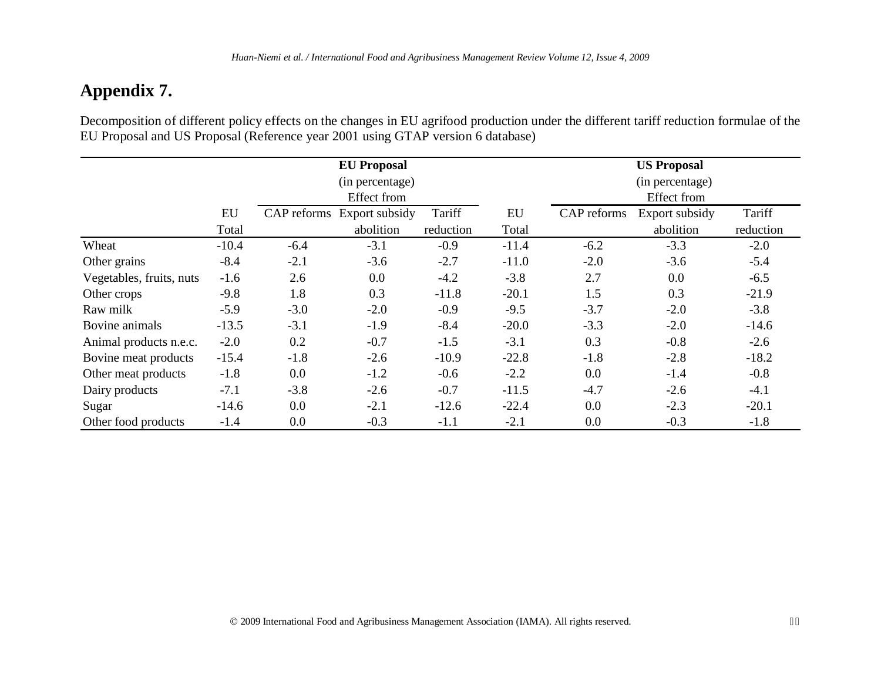## Appendix 7.

Decomposition of different policy effects on the changes in EU agrifood production under the different tariff reduction formulae of the EU Proposal and US Proposal (Reference year 2001 using GTAP version 6 database)

| | EU Proposal (in percentage) | | | | US Proposal (in percentage) | | | |
|---|---|---|---|---|---|---|---|---|
| | | Effect from | | | | Effect from | | |
| | EU Total | CAP reforms | Export subsidy abolition | Tariff reduction | EU Total | CAP reforms | Export subsidy abolition | Tariff reduction |
| Wheat | -10.4 | -6.4 | -3.1 | -0.9 | -11.4 | -6.2 | -3.3 | -2.0 |
| Other grains | -8.4 | -2.1 | -3.6 | -2.7 | -11.0 | -2.0 | -3.6 | -5.4 |
| Vegetables, fruits, nuts | -1.6 | 2.6 | 0.0 | -4.2 | -3.8 | 2.7 | 0.0 | -6.5 |
| Other crops | -9.8 | 1.8 | 0.3 | -11.8 | -20.1 | 1.5 | 0.3 | -21.9 |
| Raw milk | -5.9 | -3.0 | -2.0 | -0.9 | -9.5 | -3.7 | -2.0 | -3.8 |
| Bovine animals | -13.5 | -3.1 | -1.9 | -8.4 | -20.0 | -3.3 | -2.0 | -14.6 |
| Animal products n.e.c. | -2.0 | 0.2 | -0.7 | -1.5 | -3.1 | 0.3 | -0.8 | -2.6 |
| Bovine meat products | -15.4 | -1.8 | -2.6 | -10.9 | -22.8 | -1.8 | -2.8 | -18.2 |
| Other meat products | -1.8 | 0.0 | -1.2 | -0.6 | -2.2 | 0.0 | -1.4 | -0.8 |
| Dairy products | -7.1 | -3.8 | -2.6 | -0.7 | -11.5 | -4.7 | -2.6 | -4.1 |
| Sugar | -14.6 | 0.0 | -2.1 | -12.6 | -22.4 | 0.0 | -2.3 | -20.1 |
| Other food products | -1.4 | 0.0 | -0.3 | -1.1 | -2.1 | 0.0 | -0.3 | -1.8 |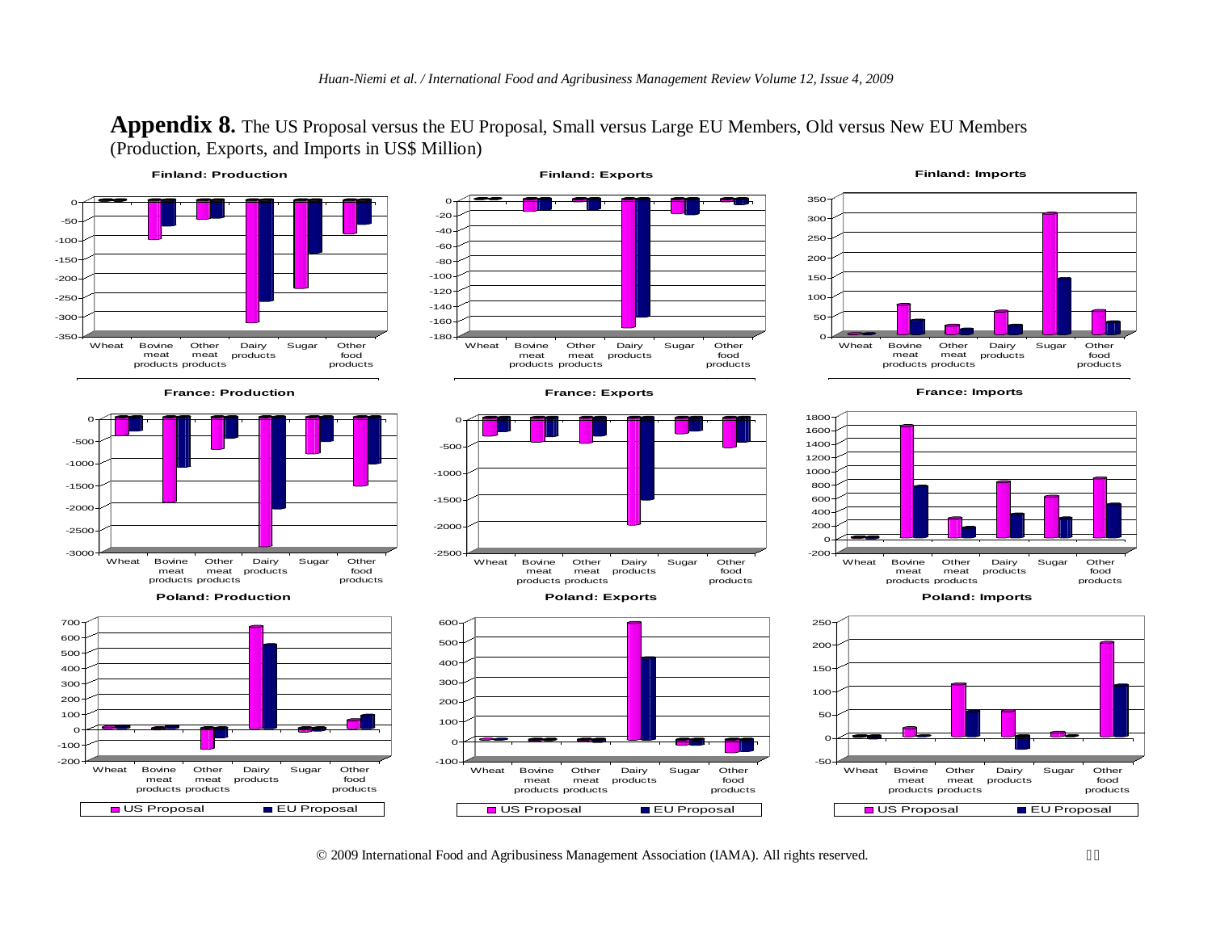**Appendix 8.** The US Proposal versus the EU Proposal, Small versus Large EU Members, Old versus New EU Members (Production, Exports, and Imports in US$ Million)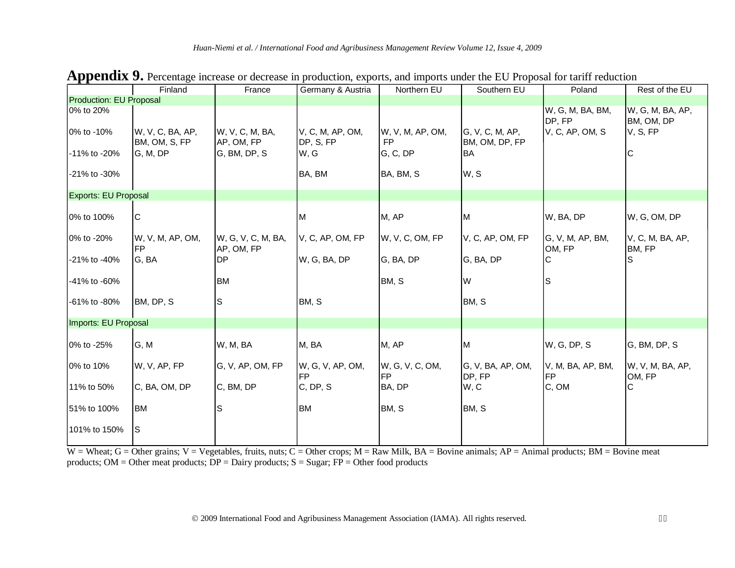**Appendix 9.** Percentage increase or decrease in production, exports, and imports under the EU Proposal for tariff reduction

| | Finland | France | Germany & Austria | Northern EU | Southern EU | Poland | Rest of the EU |
|---|---|---|---|---|---|---|---|
| Production: EU Proposal | | | | | | | |
| 0% to 20% | | | | | | W, G, M, BA, BM, DP, FP | W, G, M, BA, AP, BM, OM, DP |
| 0% to -10% | W, V, C, BA, AP, BM, OM, S, FP | W, V, C, M, BA, AP, OM, FP | V, C, M, AP, OM, DP, S, FP | W, V, M, AP, OM, FP | G, V, C, M, AP, BM, OM, DP, FP | V, C, AP, OM, S | V, S, FP |
| -11% to -20% | G, M, DP | G, BM, DP, S | W, G | G, C, DP | BA | | C |
| -21% to -30% | | | BA, BM | BA, BM, S | W, S | | |
| Exports: EU Proposal | | | | | | | |
| 0% to 100% | C | | M | M, AP | M | W, BA, DP | W, G, OM, DP |
| 0% to -20% | W, V, M, AP, OM, FP | W, G, V, C, M, BA, AP, OM, FP | V, C, AP, OM, FP | W, V, C, OM, FP | V, C, AP, OM, FP | G, V, M, AP, BM, OM, FP | V, C, M, BA, AP, BM, FP |
| -21% to -40% | G, BA | DP | W, G, BA, DP | G, BA, DP | G, BA, DP | C | S |
| -41% to -60% | | BM | | BM, S | W | S | |
| -61% to -80% | BM, DP, S | S | BM, S | | BM, S | | |
| Imports: EU Proposal | | | | | | | |
| 0% to -25% | G, M | W, M, BA | M, BA | M, AP | M | W, G, DP, S | G, BM, DP, S |
| 0% to 10% | W, V, AP, FP | G, V, AP, OM, FP | W, G, V, AP, OM, FP | W, G, V, C, OM, FP | G, V, BA, AP, OM, DP, FP | V, M, BA, AP, BM, FP | W, V, M, BA, AP, OM, FP |
| 11% to 50% | C, BA, OM, DP | C, BM, DP | C, DP, S | BA, DP | W, C | C, OM | C |
| 51% to 100% | BM | S | BM | BM, S | BM, S | | |
| 101% to 150% | S | | | | | | |

W = Wheat; G = Other grains; V = Vegetables, fruits, nuts; C = Other crops; M = Raw Milk, BA = Bovine animals; AP = Animal products; BM = Bovine meat products; OM = Other meat products; DP = Dairy products; S = Sugar; FP = Other food products

© 2009 International Food and Agribusiness Management Association (IAMA). All rights reserved.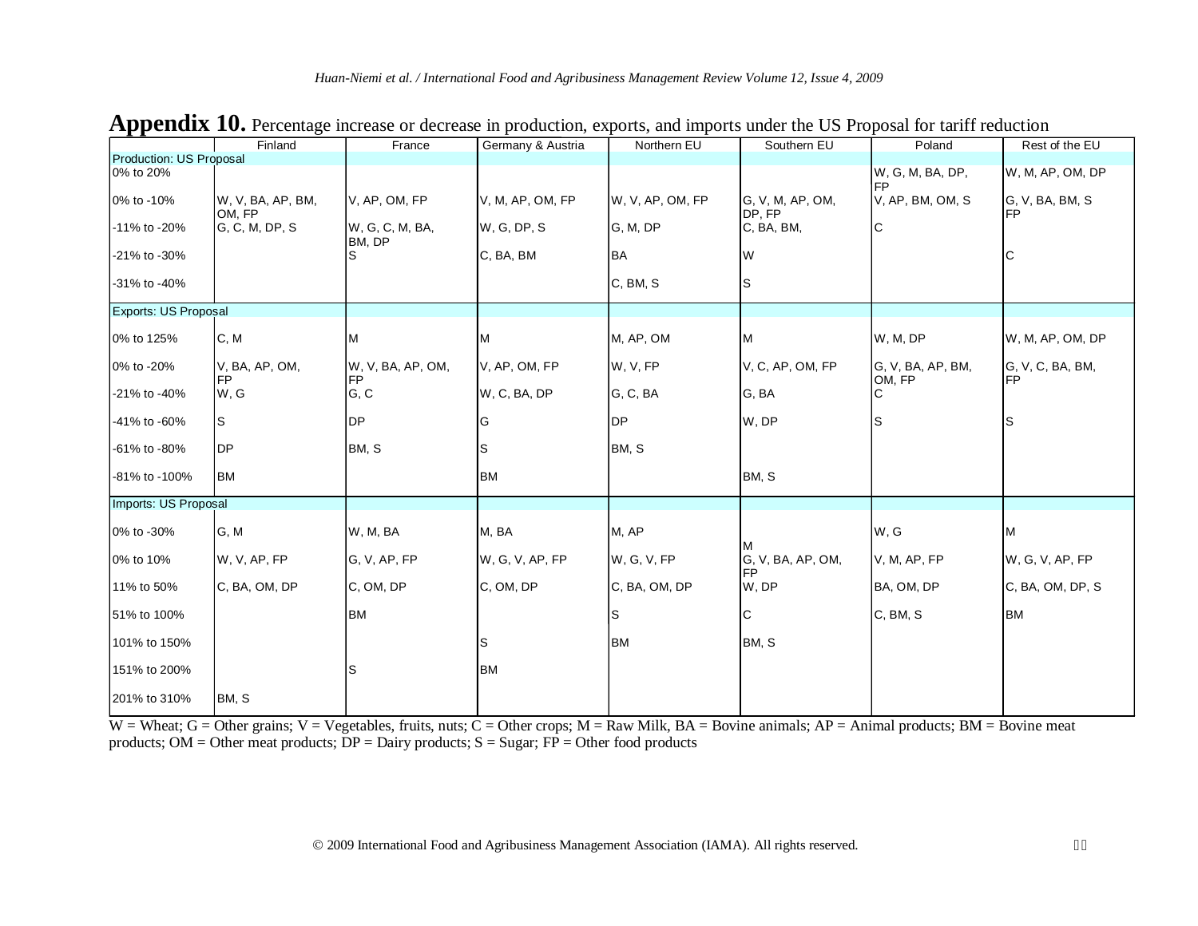## Appendix 10. Percentage increase or decrease in production, exports, and imports under the US Proposal for tariff reduction

| | Finland | France | Germany & Austria | Northern EU | Southern EU | Poland | Rest of the EU |
|---|---|---|---|---|---|---|---|
| **Production: US Proposal** | | | | | | | |
| 0% to 20% | | | | | | W, G, M, BA, DP, FP | W, M, AP, OM, DP |
| 0% to -10% | W, V, BA, AP, BM, OM, FP | V, AP, OM, FP | V, M, AP, OM, FP | W, V, AP, OM, FP | G, V, M, AP, OM, DP, FP | V, AP, BM, OM, S | G, V, BA, BM, S FP |
| -11% to -20% | G, C, M, DP, S | W, G, C, M, BA, BM, DP | W, G, DP, S | G, M, DP | C, BA, BM, | C | |
| -21% to -30% | | S | C, BA, BM | BA | W | | C |
| -31% to -40% | | | | C, BM, S | S | | |
| **Exports: US Proposal** | | | | | | | |
| 0% to 125% | C, M | M | M | M, AP, OM | M | W, M, DP | W, M, AP, OM, DP |
| 0% to -20% | V, BA, AP, OM, FP | W, V, BA, AP, OM, FP | V, AP, OM, FP | W, V, FP | V, C, AP, OM, FP | G, V, BA, AP, BM, OM, FP | G, V, C, BA, BM, FP |
| -21% to -40% | W, G | G, C | W, C, BA, DP | G, C, BA | G, BA | C | |
| -41% to -60% | S | DP | G | DP | W, DP | S | S |
| -61% to -80% | DP | BM, S | S | BM, S | | | |
| -81% to -100% | BM | | BM | | BM, S | | |
| **Imports: US Proposal** | | | | | | | |
| 0% to -30% | G, M | W, M, BA | M, BA | M, AP | M | W, G | M |
| 0% to 10% | W, V, AP, FP | G, V, AP, FP | W, G, V, AP, FP | W, G, V, FP | G, V, BA, AP, OM, FP | V, M, AP, FP | W, G, V, AP, FP |
| 11% to 50% | C, BA, OM, DP | C, OM, DP | C, OM, DP | C, BA, OM, DP | W, DP | BA, OM, DP | C, BA, OM, DP, S |
| 51% to 100% | | BM | | S | C | C, BM, S | BM |
| 101% to 150% | | | S | BM | BM, S | | |
| 151% to 200% | | S | BM | | | | |
| 201% to 310% | BM, S | | | | | | |

W = Wheat; G = Other grains; V = Vegetables, fruits, nuts; C = Other crops; M = Raw Milk, BA = Bovine animals; AP = Animal products; BM = Bovine meat products; OM = Other meat products; DP = Dairy products; S = Sugar; FP = Other food products